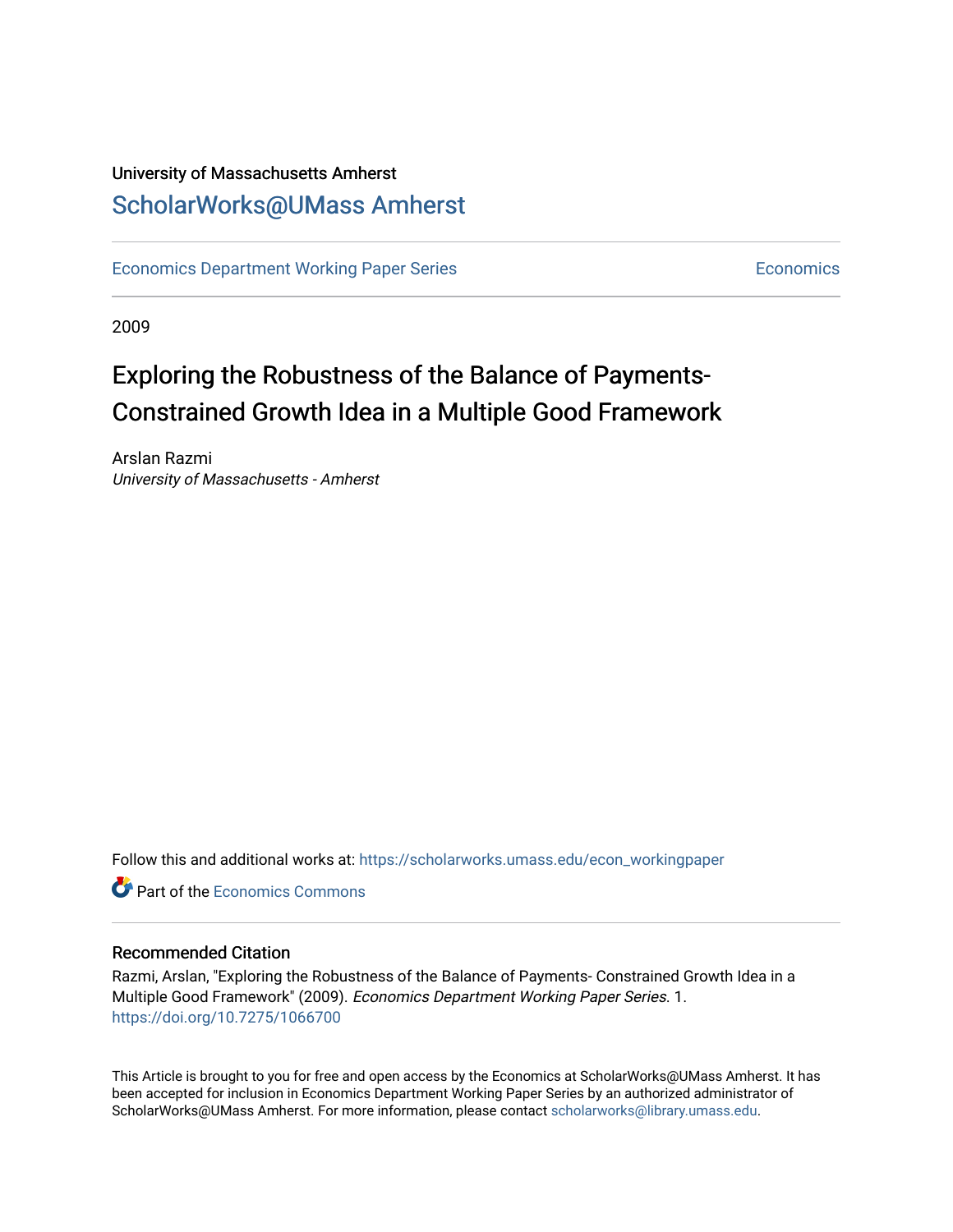University of Massachusetts Amherst

ScholarWorks@UMass Amherst

Economics Department Working Paper Series | Economics

2009

# Exploring the Robustness of the Balance of Payments-Constrained Growth Idea in a Multiple Good Framework

Arslan Razmi
*University of Massachusetts - Amherst*

Follow this and additional works at: https://scholarworks.umass.edu/econ_workingpaper

Part of the Economics Commons

## Recommended Citation

Razmi, Arslan, "Exploring the Robustness of the Balance of Payments- Constrained Growth Idea in a Multiple Good Framework" (2009). *Economics Department Working Paper Series*. 1.
https://doi.org/10.7275/1066700

This Article is brought to you for free and open access by the Economics at ScholarWorks@UMass Amherst. It has been accepted for inclusion in Economics Department Working Paper Series by an authorized administrator of ScholarWorks@UMass Amherst. For more information, please contact scholarworks@library.umass.edu.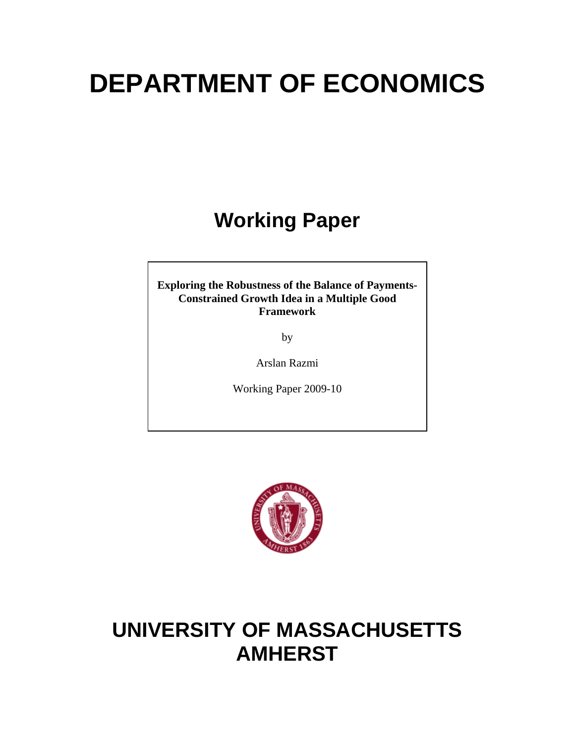# DEPARTMENT OF ECONOMICS

## Working Paper

**Exploring the Robustness of the Balance of Payments-Constrained Growth Idea in a Multiple Good Framework**

by

Arslan Razmi

Working Paper 2009-10

# UNIVERSITY OF MASSACHUSETTS AMHERST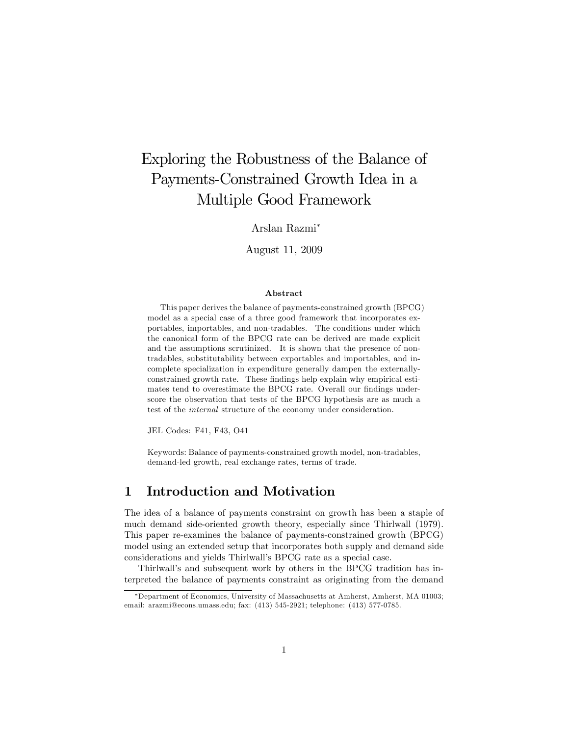# Exploring the Robustness of the Balance of Payments-Constrained Growth Idea in a Multiple Good Framework

Arslan Razmi[*]

August 11, 2009

### Abstract

This paper derives the balance of payments-constrained growth (BPCG) model as a special case of a three good framework that incorporates exportables, importables, and non-tradables. The conditions under which the canonical form of the BPCG rate can be derived are made explicit and the assumptions scrutinized. It is shown that the presence of non-tradables, substitutability between exportables and importables, and incomplete specialization in expenditure generally dampen the externally-constrained growth rate. These findings help explain why empirical estimates tend to overestimate the BPCG rate. Overall our findings underscore the observation that tests of the BPCG hypothesis are as much a test of the *internal* structure of the economy under consideration.

JEL Codes: F41, F43, O41

Keywords: Balance of payments-constrained growth model, non-tradables, demand-led growth, real exchange rates, terms of trade.

## 1 Introduction and Motivation

The idea of a balance of payments constraint on growth has been a staple of much demand side-oriented growth theory, especially since Thirlwall (1979). This paper re-examines the balance of payments-constrained growth (BPCG) model using an extended setup that incorporates both supply and demand side considerations and yields Thirlwall's BPCG rate as a special case.

Thirlwall's and subsequent work by others in the BPCG tradition has interpreted the balance of payments constraint as originating from the demand

[*] Department of Economics, University of Massachusetts at Amherst, Amherst, MA 01003; email: arazmi@econs.umass.edu; fax: (413) 545-2921; telephone: (413) 577-0785.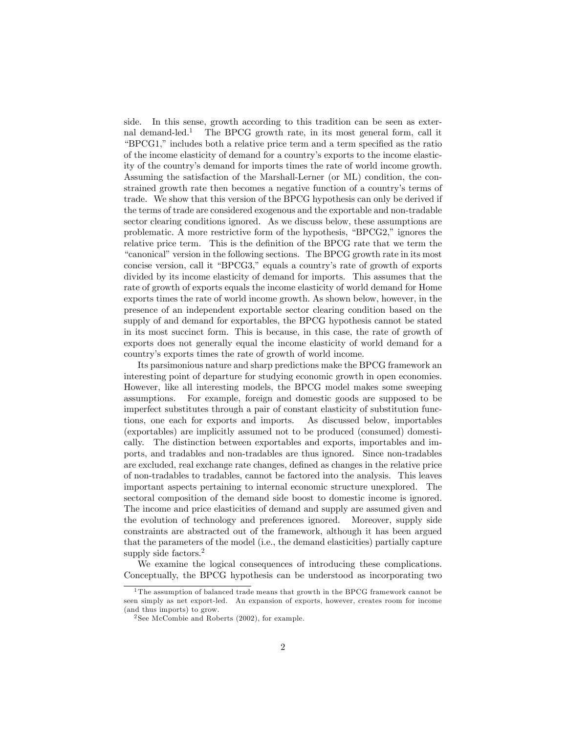side. In this sense, growth according to this tradition can be seen as external demand-led.[1] The BPCG growth rate, in its most general form, call it "BPCG1," includes both a relative price term and a term specified as the ratio of the income elasticity of demand for a country's exports to the income elasticity of the country's demand for imports times the rate of world income growth. Assuming the satisfaction of the Marshall-Lerner (or ML) condition, the constrained growth rate then becomes a negative function of a country's terms of trade. We show that this version of the BPCG hypothesis can only be derived if the terms of trade are considered exogenous and the exportable and non-tradable sector clearing conditions ignored. As we discuss below, these assumptions are problematic. A more restrictive form of the hypothesis, "BPCG2," ignores the relative price term. This is the definition of the BPCG rate that we term the "canonical" version in the following sections. The BPCG growth rate in its most concise version, call it "BPCG3," equals a country's rate of growth of exports divided by its income elasticity of demand for imports. This assumes that the rate of growth of exports equals the income elasticity of world demand for Home exports times the rate of world income growth. As shown below, however, in the presence of an independent exportable sector clearing condition based on the supply of and demand for exportables, the BPCG hypothesis cannot be stated in its most succinct form. This is because, in this case, the rate of growth of exports does not generally equal the income elasticity of world demand for a country's exports times the rate of growth of world income.

Its parsimonious nature and sharp predictions make the BPCG framework an interesting point of departure for studying economic growth in open economies. However, like all interesting models, the BPCG model makes some sweeping assumptions. For example, foreign and domestic goods are supposed to be imperfect substitutes through a pair of constant elasticity of substitution functions, one each for exports and imports. As discussed below, importables (exportables) are implicitly assumed not to be produced (consumed) domestically. The distinction between exportables and exports, importables and imports, and tradables and non-tradables are thus ignored. Since non-tradables are excluded, real exchange rate changes, defined as changes in the relative price of non-tradables to tradables, cannot be factored into the analysis. This leaves important aspects pertaining to internal economic structure unexplored. The sectoral composition of the demand side boost to domestic income is ignored. The income and price elasticities of demand and supply are assumed given and the evolution of technology and preferences ignored. Moreover, supply side constraints are abstracted out of the framework, although it has been argued that the parameters of the model (i.e., the demand elasticities) partially capture supply side factors.[2]

We examine the logical consequences of introducing these complications. Conceptually, the BPCG hypothesis can be understood as incorporating two

---

[1] The assumption of balanced trade means that growth in the BPCG framework cannot be seen simply as net export-led. An expansion of exports, however, creates room for income (and thus imports) to grow.

[2] See McCombie and Roberts (2002), for example.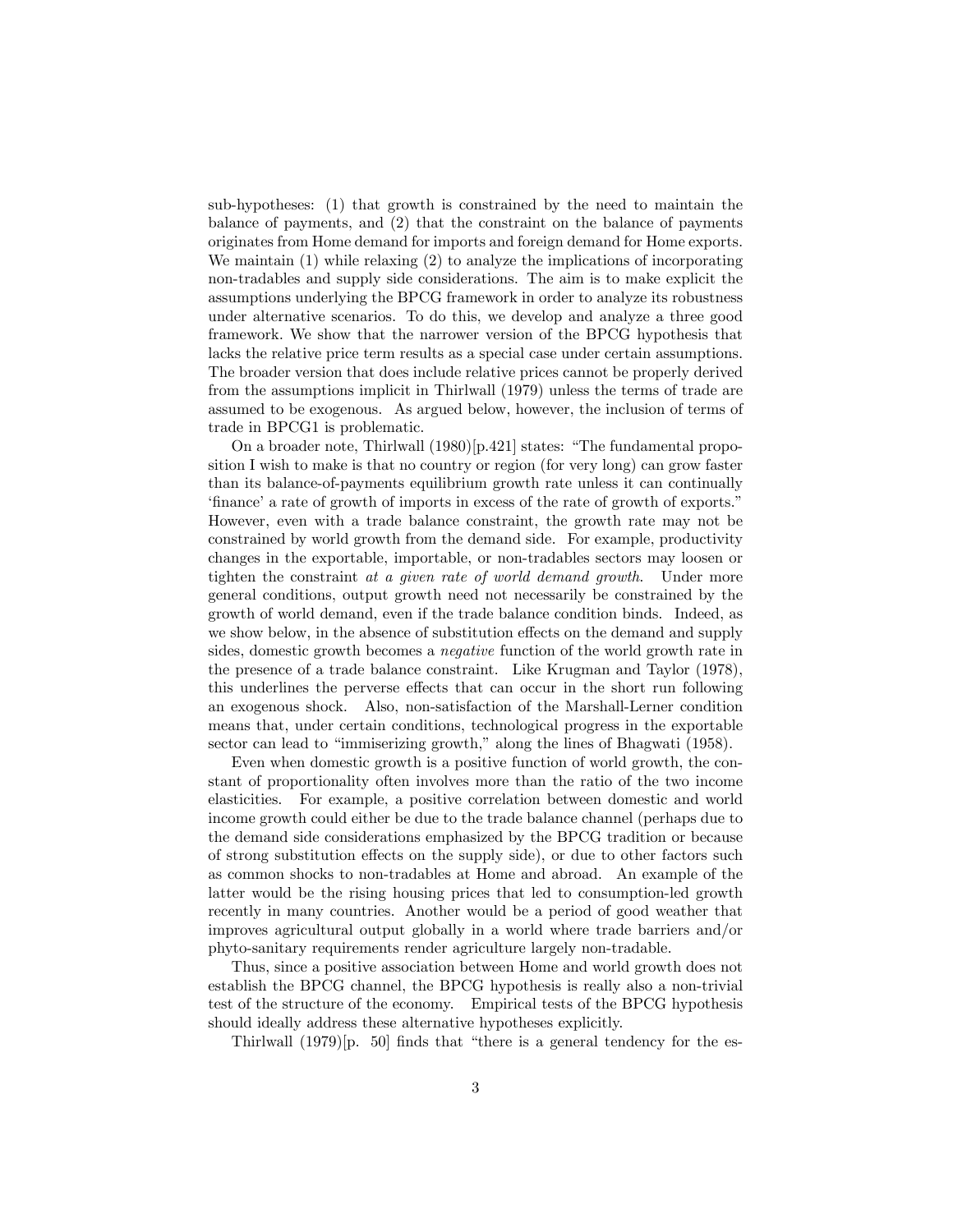sub-hypotheses: (1) that growth is constrained by the need to maintain the balance of payments, and (2) that the constraint on the balance of payments originates from Home demand for imports and foreign demand for Home exports. We maintain (1) while relaxing (2) to analyze the implications of incorporating non-tradables and supply side considerations. The aim is to make explicit the assumptions underlying the BPCG framework in order to analyze its robustness under alternative scenarios. To do this, we develop and analyze a three good framework. We show that the narrower version of the BPCG hypothesis that lacks the relative price term results as a special case under certain assumptions. The broader version that does include relative prices cannot be properly derived from the assumptions implicit in Thirlwall (1979) unless the terms of trade are assumed to be exogenous. As argued below, however, the inclusion of terms of trade in BPCG1 is problematic.

On a broader note, Thirlwall (1980)[p.421] states: "The fundamental proposition I wish to make is that no country or region (for very long) can grow faster than its balance-of-payments equilibrium growth rate unless it can continually 'finance' a rate of growth of imports in excess of the rate of growth of exports." However, even with a trade balance constraint, the growth rate may not be constrained by world growth from the demand side. For example, productivity changes in the exportable, importable, or non-tradables sectors may loosen or tighten the constraint *at a given rate of world demand growth*. Under more general conditions, output growth need not necessarily be constrained by the growth of world demand, even if the trade balance condition binds. Indeed, as we show below, in the absence of substitution effects on the demand and supply sides, domestic growth becomes a *negative* function of the world growth rate in the presence of a trade balance constraint. Like Krugman and Taylor (1978), this underlines the perverse effects that can occur in the short run following an exogenous shock. Also, non-satisfaction of the Marshall-Lerner condition means that, under certain conditions, technological progress in the exportable sector can lead to "immiserizing growth," along the lines of Bhagwati (1958).

Even when domestic growth is a positive function of world growth, the constant of proportionality often involves more than the ratio of the two income elasticities. For example, a positive correlation between domestic and world income growth could either be due to the trade balance channel (perhaps due to the demand side considerations emphasized by the BPCG tradition or because of strong substitution effects on the supply side), or due to other factors such as common shocks to non-tradables at Home and abroad. An example of the latter would be the rising housing prices that led to consumption-led growth recently in many countries. Another would be a period of good weather that improves agricultural output globally in a world where trade barriers and/or phyto-sanitary requirements render agriculture largely non-tradable.

Thus, since a positive association between Home and world growth does not establish the BPCG channel, the BPCG hypothesis is really also a non-trivial test of the structure of the economy. Empirical tests of the BPCG hypothesis should ideally address these alternative hypotheses explicitly.

Thirlwall (1979)[p. 50] finds that "there is a general tendency for the es-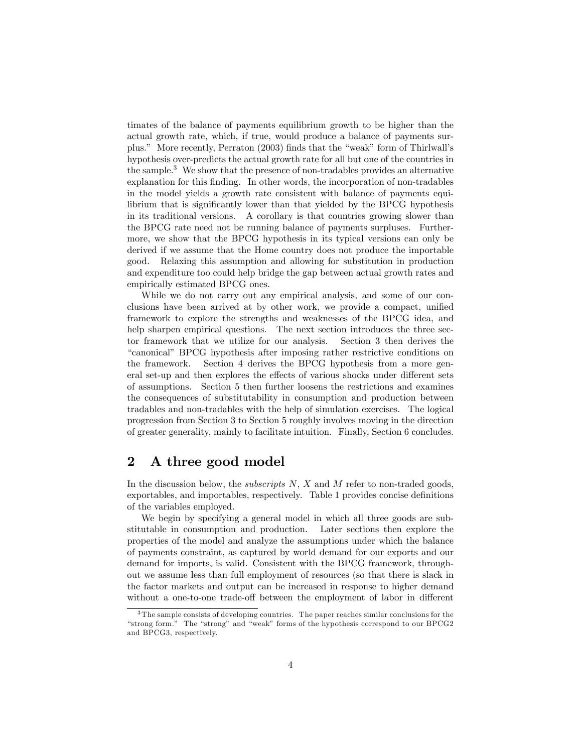timates of the balance of payments equilibrium growth to be higher than the actual growth rate, which, if true, would produce a balance of payments surplus." More recently, Perraton (2003) finds that the "weak" form of Thirlwall's hypothesis over-predicts the actual growth rate for all but one of the countries in the sample.[3] We show that the presence of non-tradables provides an alternative explanation for this finding. In other words, the incorporation of non-tradables in the model yields a growth rate consistent with balance of payments equilibrium that is significantly lower than that yielded by the BPCG hypothesis in its traditional versions. A corollary is that countries growing slower than the BPCG rate need not be running balance of payments surpluses. Furthermore, we show that the BPCG hypothesis in its typical versions can only be derived if we assume that the Home country does not produce the importable good. Relaxing this assumption and allowing for substitution in production and expenditure too could help bridge the gap between actual growth rates and empirically estimated BPCG ones.

While we do not carry out any empirical analysis, and some of our conclusions have been arrived at by other work, we provide a compact, unified framework to explore the strengths and weaknesses of the BPCG idea, and help sharpen empirical questions. The next section introduces the three sector framework that we utilize for our analysis. Section 3 then derives the "canonical" BPCG hypothesis after imposing rather restrictive conditions on the framework. Section 4 derives the BPCG hypothesis from a more general set-up and then explores the effects of various shocks under different sets of assumptions. Section 5 then further loosens the restrictions and examines the consequences of substitutability in consumption and production between tradables and non-tradables with the help of simulation exercises. The logical progression from Section 3 to Section 5 roughly involves moving in the direction of greater generality, mainly to facilitate intuition. Finally, Section 6 concludes.

## 2 A three good model

In the discussion below, the *subscripts* $N$, $X$ and $M$ refer to non-traded goods, exportables, and importables, respectively. Table 1 provides concise definitions of the variables employed.

We begin by specifying a general model in which all three goods are substitutable in consumption and production. Later sections then explore the properties of the model and analyze the assumptions under which the balance of payments constraint, as captured by world demand for our exports and our demand for imports, is valid. Consistent with the BPCG framework, throughout we assume less than full employment of resources (so that there is slack in the factor markets and output can be increased in response to higher demand without a one-to-one trade-off between the employment of labor in different

[3] The sample consists of developing countries. The paper reaches similar conclusions for the "strong form." The "strong" and "weak" forms of the hypothesis correspond to our BPCG2 and BPCG3, respectively.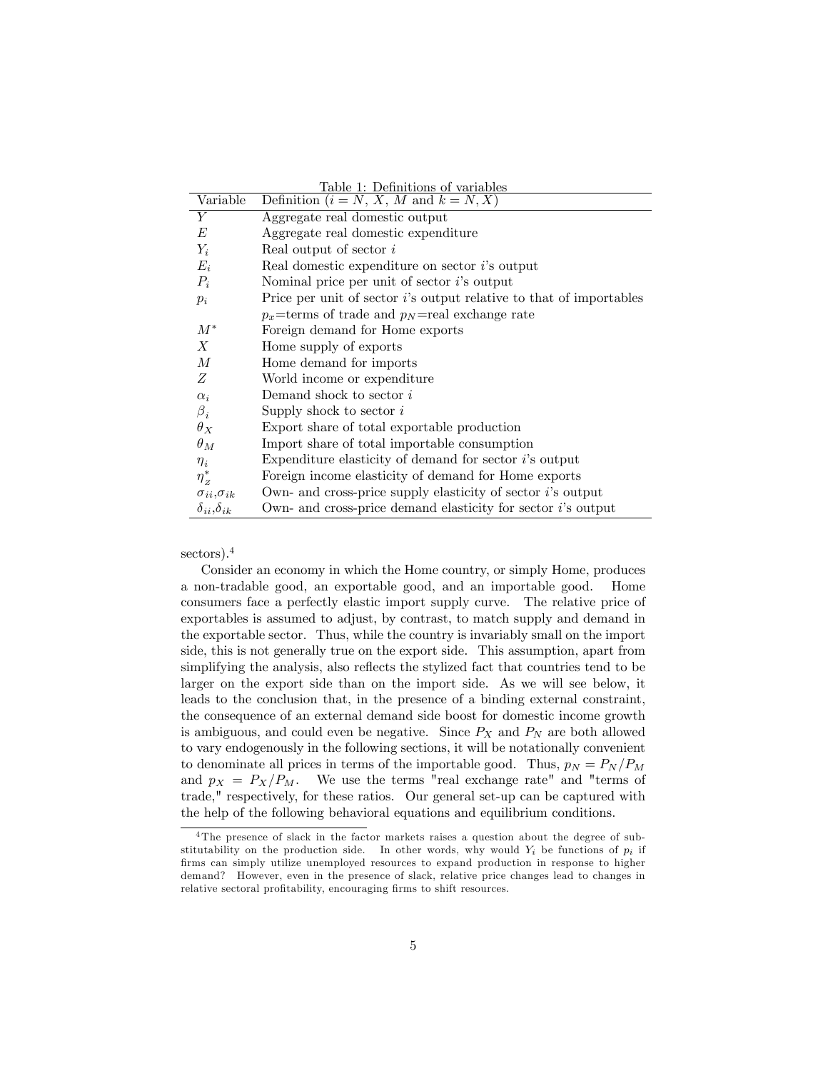Table 1: Definitions of variables

| Variable | Definition ($i = N$, $X$, $M$ and $k = N, X$) |
|---|---|
| $Y$ | Aggregate real domestic output |
| $E$ | Aggregate real domestic expenditure |
| $Y_i$ | Real output of sector $i$ |
| $E_i$ | Real domestic expenditure on sector $i$'s output |
| $P_i$ | Nominal price per unit of sector $i$'s output |
| $p_i$ | Price per unit of sector $i$'s output relative to that of importables<br>$p_x$=terms of trade and $p_N$=real exchange rate |
| $M^*$ | Foreign demand for Home exports |
| $X$ | Home supply of exports |
| $M$ | Home demand for imports |
| $Z$ | World income or expenditure |
| $\alpha_i$ | Demand shock to sector $i$ |
| $\beta_i$ | Supply shock to sector $i$ |
| $\theta_X$ | Export share of total exportable production |
| $\theta_M$ | Import share of total importable consumption |
| $\eta_i$ | Expenditure elasticity of demand for sector $i$'s output |
| $\eta_z^*$ | Foreign income elasticity of demand for Home exports |
| $\sigma_{ii}$,$\sigma_{ik}$ | Own- and cross-price supply elasticity of sector $i$'s output |
| $\delta_{ii}$,$\delta_{ik}$ | Own- and cross-price demand elasticity for sector $i$'s output |

sectors).[4]

Consider an economy in which the Home country, or simply Home, produces a non-tradable good, an exportable good, and an importable good. Home consumers face a perfectly elastic import supply curve. The relative price of exportables is assumed to adjust, by contrast, to match supply and demand in the exportable sector. Thus, while the country is invariably small on the import side, this is not generally true on the export side. This assumption, apart from simplifying the analysis, also reflects the stylized fact that countries tend to be larger on the export side than on the import side. As we will see below, it leads to the conclusion that, in the presence of a binding external constraint, the consequence of an external demand side boost for domestic income growth is ambiguous, and could even be negative. Since $P_X$ and $P_N$ are both allowed to vary endogenously in the following sections, it will be notationally convenient to denominate all prices in terms of the importable good. Thus, $p_N = P_N/P_M$ and $p_X = P_X/P_M$. We use the terms "real exchange rate" and "terms of trade," respectively, for these ratios. Our general set-up can be captured with the help of the following behavioral equations and equilibrium conditions.

[4] The presence of slack in the factor markets raises a question about the degree of substitutability on the production side. In other words, why would $Y_i$ be functions of $p_i$ if firms can simply utilize unemployed resources to expand production in response to higher demand? However, even in the presence of slack, relative price changes lead to changes in relative sectoral profitability, encouraging firms to shift resources.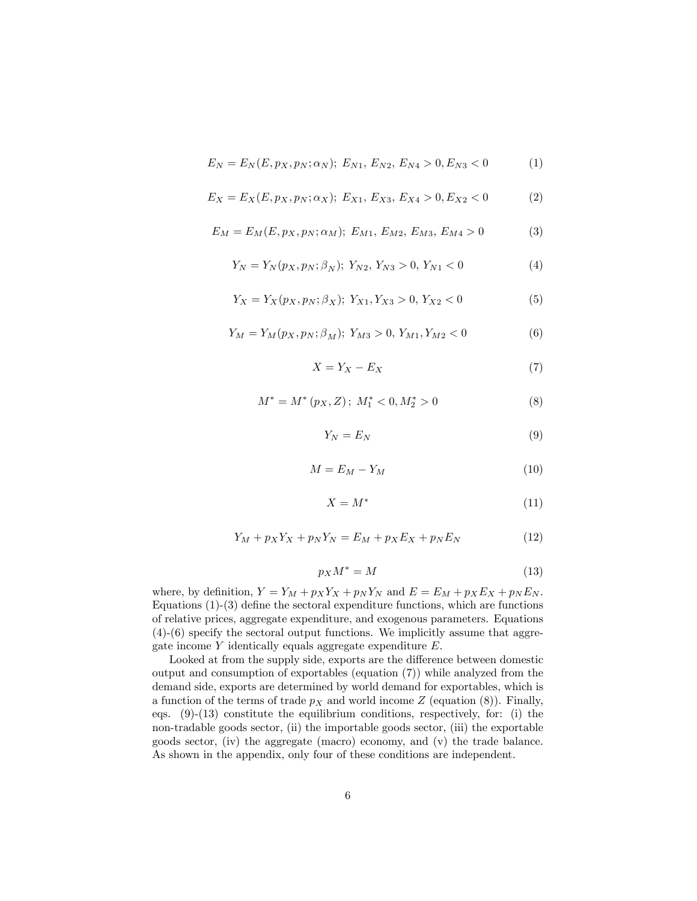$$E_N = E_N(E, p_X, p_N; \alpha_N);\ E_{N1},\ E_{N2},\ E_{N4} > 0, E_{N3} < 0 \tag{1}$$

$$E_X = E_X(E, p_X, p_N; \alpha_X);\ E_{X1},\ E_{X3},\ E_{X4} > 0, E_{X2} < 0 \tag{2}$$

$$E_M = E_M(E, p_X, p_N; \alpha_M);\ E_{M1},\ E_{M2},\ E_{M3},\ E_{M4} > 0 \tag{3}$$

$$Y_N = Y_N(p_X, p_N; \beta_N);\ Y_{N2},\ Y_{N3} > 0,\ Y_{N1} < 0 \tag{4}$$

$$Y_X = Y_X(p_X, p_N; \beta_X);\ Y_{X1}, Y_{X3} > 0,\ Y_{X2} < 0 \tag{5}$$

$$Y_M = Y_M(p_X, p_N; \beta_M);\ Y_{M3} > 0,\ Y_{M1}, Y_{M2} < 0 \tag{6}$$

$$X = Y_X - E_X \tag{7}$$

$$M^* = M^*\left(p_X, Z\right);\ M_1^* < 0, M_2^* > 0 \tag{8}$$

$$Y_N = E_N \tag{9}$$

$$M = E_M - Y_M \tag{10}$$

$$X = M^* \tag{11}$$

$$Y_M + p_X Y_X + p_N Y_N = E_M + p_X E_X + p_N E_N \tag{12}$$

$$p_X M^* = M \tag{13}$$

where, by definition, $Y = Y_M + p_X Y_X + p_N Y_N$ and $E = E_M + p_X E_X + p_N E_N$. Equations (1)-(3) define the sectoral expenditure functions, which are functions of relative prices, aggregate expenditure, and exogenous parameters. Equations (4)-(6) specify the sectoral output functions. We implicitly assume that aggregate income $Y$ identically equals aggregate expenditure $E$.

Looked at from the supply side, exports are the difference between domestic output and consumption of exportables (equation (7)) while analyzed from the demand side, exports are determined by world demand for exportables, which is a function of the terms of trade $p_X$ and world income $Z$ (equation (8)). Finally, eqs. (9)-(13) constitute the equilibrium conditions, respectively, for: (i) the non-tradable goods sector, (ii) the importable goods sector, (iii) the exportable goods sector, (iv) the aggregate (macro) economy, and (v) the trade balance. As shown in the appendix, only four of these conditions are independent.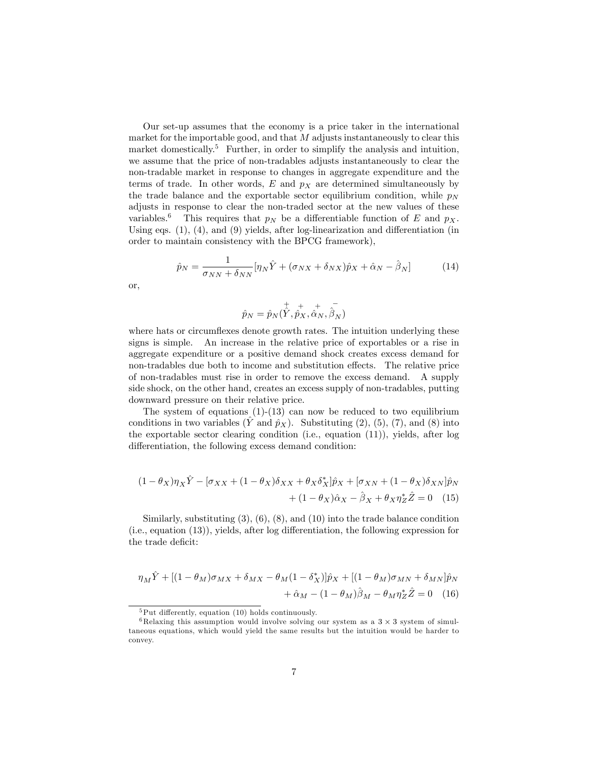Our set-up assumes that the economy is a price taker in the international market for the importable good, and that $M$ adjusts instantaneously to clear this market domestically.[5] Further, in order to simplify the analysis and intuition, we assume that the price of non-tradables adjusts instantaneously to clear the non-tradable market in response to changes in aggregate expenditure and the terms of trade. In other words, $E$ and $p_X$ are determined simultaneously by the trade balance and the exportable sector equilibrium condition, while $p_N$ adjusts in response to clear the non-traded sector at the new values of these variables.[6] This requires that $p_N$ be a differentiable function of $E$ and $p_X$. Using eqs. (1), (4), and (9) yields, after log-linearization and differentiation (in order to maintain consistency with the BPCG framework),

$$\hat{p}_N = \frac{1}{\sigma_{NN} + \delta_{NN}}[\eta_N \hat{Y} + (\sigma_{NX} + \delta_{NX})\hat{p}_X + \hat{\alpha}_N - \hat{\beta}_N] \tag{14}$$

or,

$$\hat{p}_N = \hat{p}_N(\overset{+}{\hat{Y}}, \overset{+}{\hat{p}_X}, \overset{+}{\hat{\alpha}_N}, \overset{-}{\hat{\beta}_N})$$

where hats or circumflexes denote growth rates. The intuition underlying these signs is simple. An increase in the relative price of exportables or a rise in aggregate expenditure or a positive demand shock creates excess demand for non-tradables due both to income and substitution effects. The relative price of non-tradables must rise in order to remove the excess demand. A supply side shock, on the other hand, creates an excess supply of non-tradables, putting downward pressure on their relative price.

The system of equations (1)-(13) can now be reduced to two equilibrium conditions in two variables ($\hat{Y}$ and $\hat{p}_X$). Substituting (2), (5), (7), and (8) into the exportable sector clearing condition (i.e., equation (11)), yields, after log differentiation, the following excess demand condition:

$$(1-\theta_X)\eta_X \hat{Y} - [\sigma_{XX} + (1-\theta_X)\delta_{XX} + \theta_X \delta^*_X]\hat{p}_X + [\sigma_{XN} + (1-\theta_X)\delta_{XN}]\hat{p}_N + (1-\theta_X)\hat{\alpha}_X - \hat{\beta}_X + \theta_X \eta^*_Z \hat{Z} = 0 \tag{15}$$

Similarly, substituting (3), (6), (8), and (10) into the trade balance condition (i.e., equation (13)), yields, after log differentiation, the following expression for the trade deficit:

$$\eta_M \hat{Y} + [(1-\theta_M)\sigma_{MX} + \delta_{MX} - \theta_M(1-\delta^*_X)]\hat{p}_X + [(1-\theta_M)\sigma_{MN} + \delta_{MN}]\hat{p}_N + \hat{\alpha}_M - (1-\theta_M)\hat{\beta}_M - \theta_M \eta^*_Z \hat{Z} = 0 \tag{16}$$

[5] Put differently, equation (10) holds continuously.

[6] Relaxing this assumption would involve solving our system as a $3 \times 3$ system of simultaneous equations, which would yield the same results but the intuition would be harder to convey.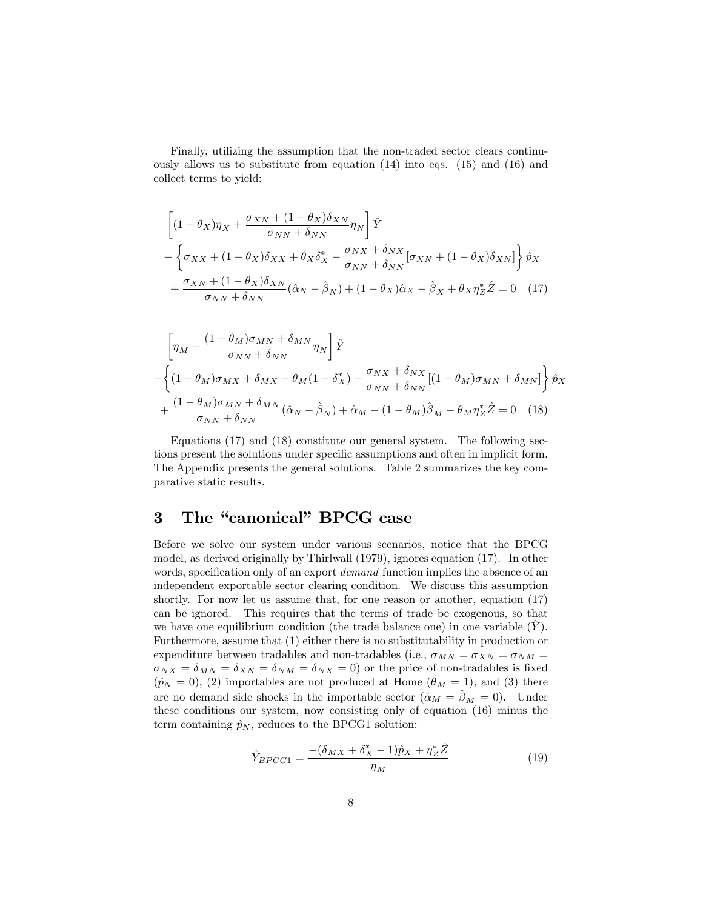Finally, utilizing the assumption that the non-traded sector clears continuously allows us to substitute from equation (14) into eqs. (15) and (16) and collect terms to yield:

$$
\begin{aligned}
&\left[(1-\theta_X)\eta_X + \frac{\sigma_{XN} + (1-\theta_X)\delta_{XN}}{\sigma_{NN} + \delta_{NN}}\eta_N\right]\hat{Y} \\
&- \left\{\sigma_{XX} + (1-\theta_X)\delta_{XX} + \theta_X\delta_X^* - \frac{\sigma_{NX} + \delta_{NX}}{\sigma_{NN} + \delta_{NN}}[\sigma_{XN} + (1-\theta_X)\delta_{XN}]\right\}\hat{p}_X \\
&+ \frac{\sigma_{XN} + (1-\theta_X)\delta_{XN}}{\sigma_{NN} + \delta_{NN}}(\hat{\alpha}_N - \hat{\beta}_N) + (1-\theta_X)\hat{\alpha}_X - \hat{\beta}_X + \theta_X\eta_Z^*\hat{Z} = 0 \quad (17)
\end{aligned}
$$

$$
\begin{aligned}
&\left[\eta_M + \frac{(1-\theta_M)\sigma_{MN} + \delta_{MN}}{\sigma_{NN} + \delta_{NN}}\eta_N\right]\hat{Y} \\
&+ \left\{(1-\theta_M)\sigma_{MX} + \delta_{MX} - \theta_M(1-\delta_X^*) + \frac{\sigma_{NX} + \delta_{NX}}{\sigma_{NN} + \delta_{NN}}[(1-\theta_M)\sigma_{MN} + \delta_{MN}]\right\}\hat{p}_X \\
&+ \frac{(1-\theta_M)\sigma_{MN} + \delta_{MN}}{\sigma_{NN} + \delta_{NN}}(\hat{\alpha}_N - \hat{\beta}_N) + \hat{\alpha}_M - (1-\theta_M)\hat{\beta}_M - \theta_M\eta_Z^*\hat{Z} = 0 \quad (18)
\end{aligned}
$$

Equations (17) and (18) constitute our general system. The following sections present the solutions under specific assumptions and often in implicit form. The Appendix presents the general solutions. Table 2 summarizes the key comparative static results.

## 3 The "canonical" BPCG case

Before we solve our system under various scenarios, notice that the BPCG model, as derived originally by Thirlwall (1979), ignores equation (17). In other words, specification only of an export *demand* function implies the absence of an independent exportable sector clearing condition. We discuss this assumption shortly. For now let us assume that, for one reason or another, equation (17) can be ignored. This requires that the terms of trade be exogenous, so that we have one equilibrium condition (the trade balance one) in one variable ($\hat{Y}$). Furthermore, assume that (1) either there is no substitutability in production or expenditure between tradables and non-tradables (i.e., $\sigma_{MN} = \sigma_{XN} = \sigma_{NM} = \sigma_{NX} = \delta_{MN} = \delta_{XN} = \delta_{NM} = \delta_{NX} = 0$) or the price of non-tradables is fixed ($\hat{p}_N = 0$), (2) importables are not produced at Home ($\theta_M = 1$), and (3) there are no demand side shocks in the importable sector ($\hat{\alpha}_M = \hat{\beta}_M = 0$). Under these conditions our system, now consisting only of equation (16) minus the term containing $\hat{p}_N$, reduces to the BPCG1 solution:

$$
\hat{Y}_{BPCG1} = \frac{-(\delta_{MX} + \delta_X^* - 1)\hat{p}_X + \eta_Z^*\hat{Z}}{\eta_M} \quad (19)
$$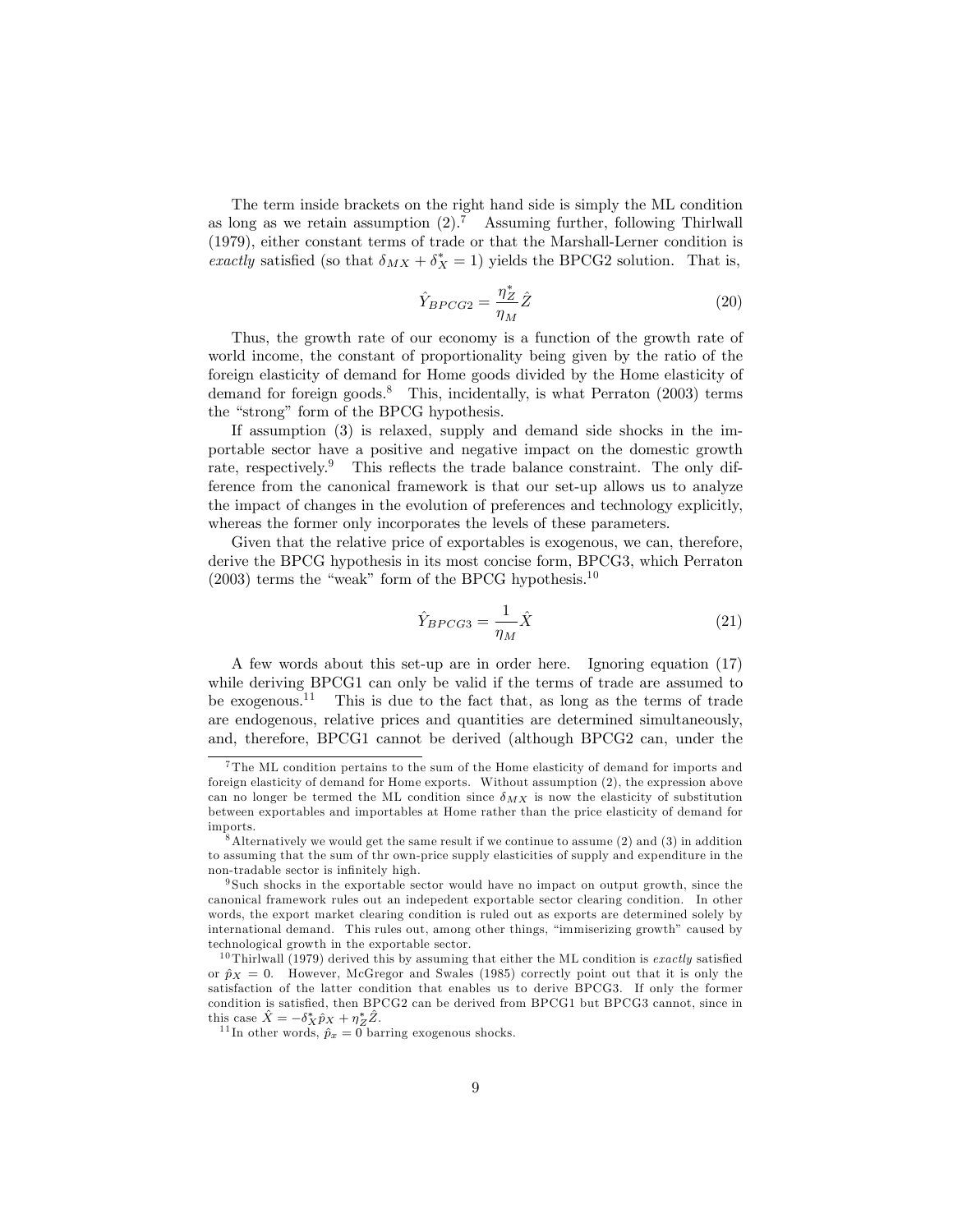The term inside brackets on the right hand side is simply the ML condition as long as we retain assumption (2).[7] Assuming further, following Thirlwall (1979), either constant terms of trade or that the Marshall-Lerner condition is *exactly* satisfied (so that $\delta_{MX} + \delta_X^* = 1$) yields the BPCG2 solution. That is,

$$\hat{Y}_{BPCG2} = \frac{\eta_Z^*}{\eta_M}\hat{Z} \tag{20}$$

Thus, the growth rate of our economy is a function of the growth rate of world income, the constant of proportionality being given by the ratio of the foreign elasticity of demand for Home goods divided by the Home elasticity of demand for foreign goods.[8] This, incidentally, is what Perraton (2003) terms the "strong" form of the BPCG hypothesis.

If assumption (3) is relaxed, supply and demand side shocks in the importable sector have a positive and negative impact on the domestic growth rate, respectively.[9] This reflects the trade balance constraint. The only difference from the canonical framework is that our set-up allows us to analyze the impact of changes in the evolution of preferences and technology explicitly, whereas the former only incorporates the levels of these parameters.

Given that the relative price of exportables is exogenous, we can, therefore, derive the BPCG hypothesis in its most concise form, BPCG3, which Perraton (2003) terms the "weak" form of the BPCG hypothesis.[10]

$$\hat{Y}_{BPCG3} = \frac{1}{\eta_M}\hat{X} \tag{21}$$

A few words about this set-up are in order here. Ignoring equation (17) while deriving BPCG1 can only be valid if the terms of trade are assumed to be exogenous.[11] This is due to the fact that, as long as the terms of trade are endogenous, relative prices and quantities are determined simultaneously, and, therefore, BPCG1 cannot be derived (although BPCG2 can, under the

---

[7] The ML condition pertains to the sum of the Home elasticity of demand for imports and foreign elasticity of demand for Home exports. Without assumption (2), the expression above can no longer be termed the ML condition since $\delta_{MX}$ is now the elasticity of substitution between exportables and importables at Home rather than the price elasticity of demand for imports.

[8] Alternatively we would get the same result if we continue to assume (2) and (3) in addition to assuming that the sum of thr own-price supply elasticities of supply and expenditure in the non-tradable sector is infinitely high.

[9] Such shocks in the exportable sector would have no impact on output growth, since the canonical framework rules out an indepedent exportable sector clearing condition. In other words, the export market clearing condition is ruled out as exports are determined solely by international demand. This rules out, among other things, "immiserizing growth" caused by technological growth in the exportable sector.

[10] Thirlwall (1979) derived this by assuming that either the ML condition is *exactly* satisfied or $\hat{p}_X = 0$. However, McGregor and Swales (1985) correctly point out that it is only the satisfaction of the latter condition that enables us to derive BPCG3. If only the former condition is satisfied, then BPCG2 can be derived from BPCG1 but BPCG3 cannot, since in this case $\hat{X} = -\delta_X^* \hat{p}_X + \eta_Z^* \hat{Z}$.

[11] In other words, $\hat{p}_x = 0$ barring exogenous shocks.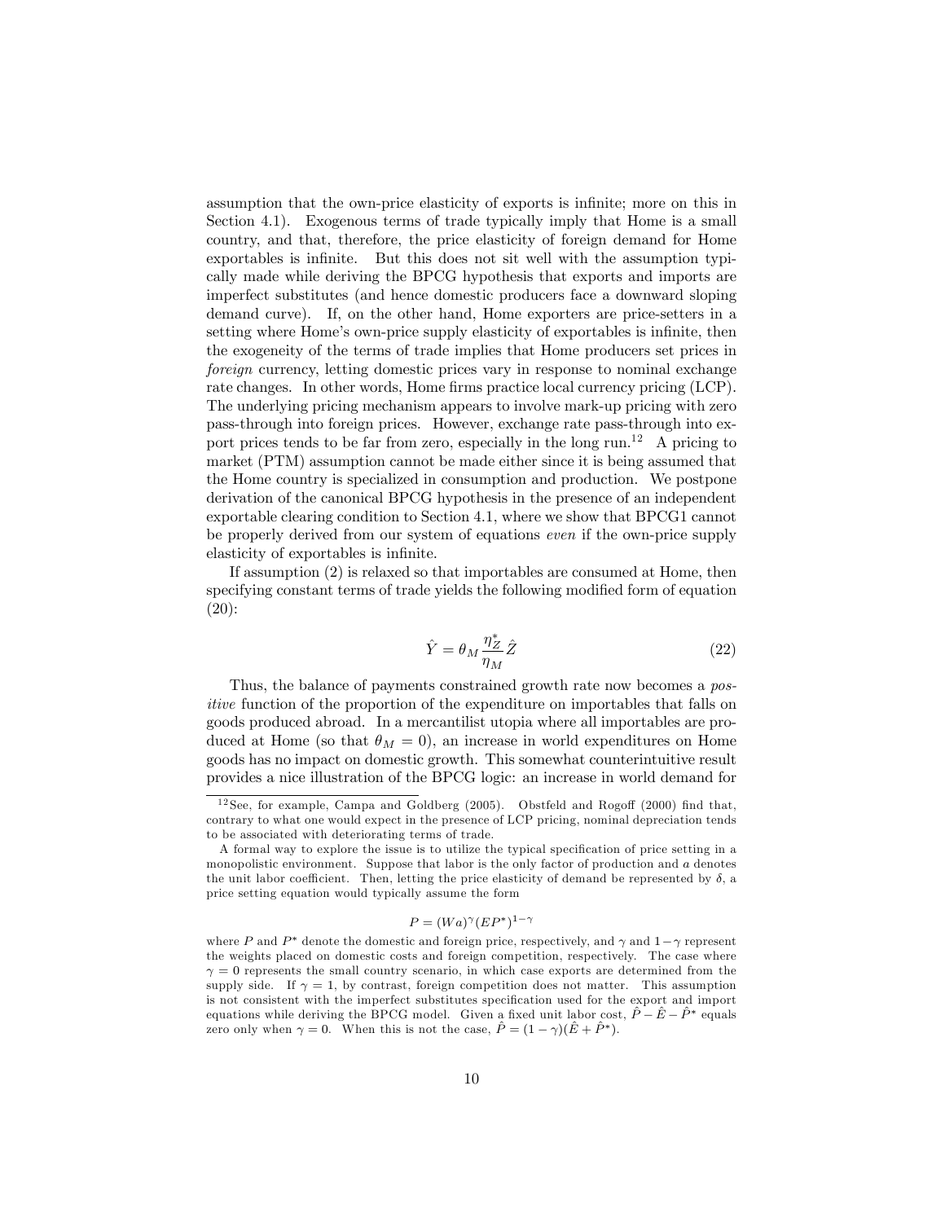assumption that the own-price elasticity of exports is infinite; more on this in Section 4.1). Exogenous terms of trade typically imply that Home is a small country, and that, therefore, the price elasticity of foreign demand for Home exportables is infinite. But this does not sit well with the assumption typically made while deriving the BPCG hypothesis that exports and imports are imperfect substitutes (and hence domestic producers face a downward sloping demand curve). If, on the other hand, Home exporters are price-setters in a setting where Home's own-price supply elasticity of exportables is infinite, then the exogeneity of the terms of trade implies that Home producers set prices in *foreign* currency, letting domestic prices vary in response to nominal exchange rate changes. In other words, Home firms practice local currency pricing (LCP). The underlying pricing mechanism appears to involve mark-up pricing with zero pass-through into foreign prices. However, exchange rate pass-through into export prices tends to be far from zero, especially in the long run.[12] A pricing to market (PTM) assumption cannot be made either since it is being assumed that the Home country is specialized in consumption and production. We postpone derivation of the canonical BPCG hypothesis in the presence of an independent exportable clearing condition to Section 4.1, where we show that BPCG1 cannot be properly derived from our system of equations *even* if the own-price supply elasticity of exportables is infinite.

If assumption (2) is relaxed so that importables are consumed at Home, then specifying constant terms of trade yields the following modified form of equation (20):

$$\hat{Y} = \theta_M \frac{\eta_Z^*}{\eta_M} \hat{Z} \tag{22}$$

Thus, the balance of payments constrained growth rate now becomes a *positive* function of the proportion of the expenditure on importables that falls on goods produced abroad. In a mercantilist utopia where all importables are produced at Home (so that $\theta_M = 0$), an increase in world expenditures on Home goods has no impact on domestic growth. This somewhat counterintuitive result provides a nice illustration of the BPCG logic: an increase in world demand for

[12] See, for example, Campa and Goldberg (2005). Obstfeld and Rogoff (2000) find that, contrary to what one would expect in the presence of LCP pricing, nominal depreciation tends to be associated with deteriorating terms of trade.

A formal way to explore the issue is to utilize the typical specification of price setting in a monopolistic environment. Suppose that labor is the only factor of production and $a$ denotes the unit labor coefficient. Then, letting the price elasticity of demand be represented by $\delta$, a price setting equation would typically assume the form

$$P = (Wa)^{\gamma}(EP^*)^{1-\gamma}$$

where $P$ and $P^*$ denote the domestic and foreign price, respectively, and $\gamma$ and $1-\gamma$ represent the weights placed on domestic costs and foreign competition, respectively. The case where $\gamma = 0$ represents the small country scenario, in which case exports are determined from the supply side. If $\gamma = 1$, by contrast, foreign competition does not matter. This assumption is not consistent with the imperfect substitutes specification used for the export and import equations while deriving the BPCG model. Given a fixed unit labor cost, $\hat{P} - \hat{E} - \hat{P}^*$ equals zero only when $\gamma = 0$. When this is not the case, $\hat{P} = (1-\gamma)(\hat{E} + \hat{P}^*)$.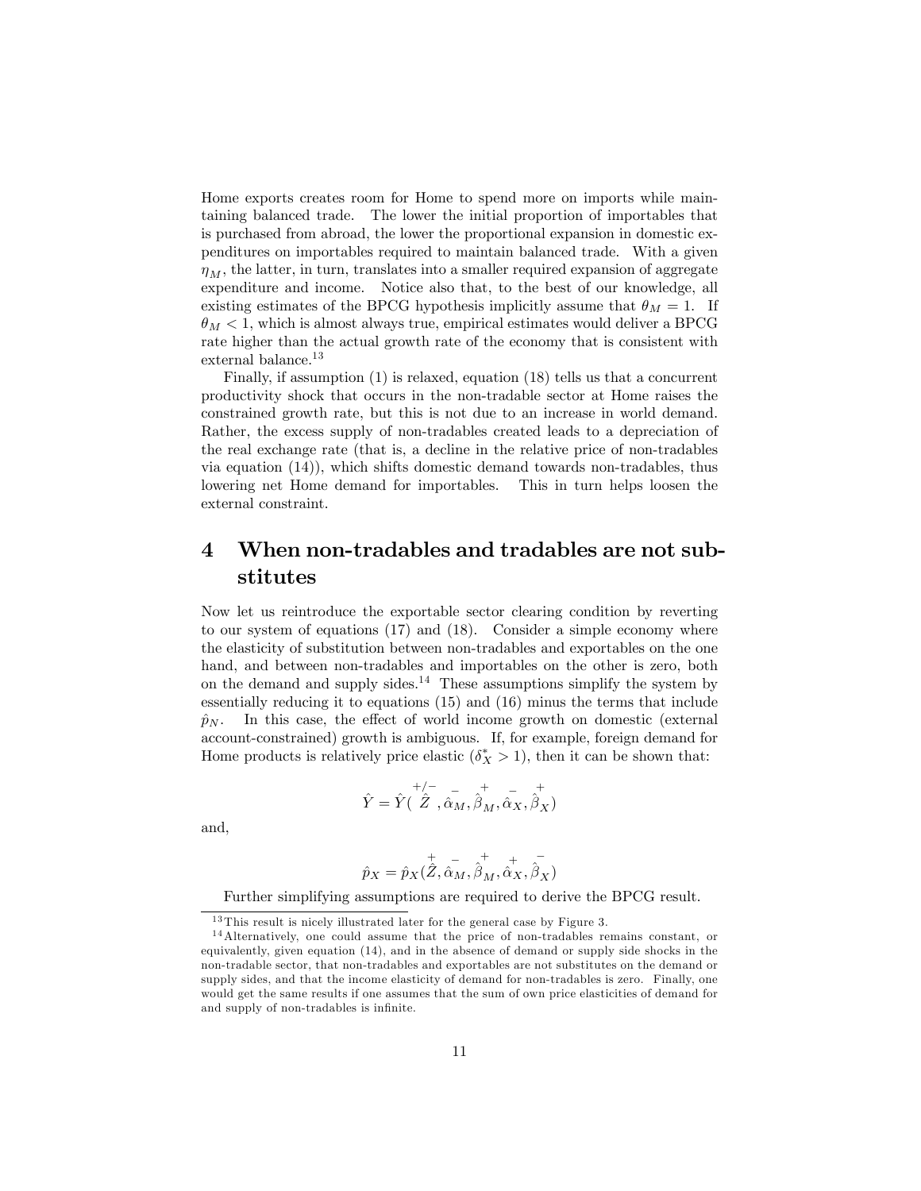Home exports creates room for Home to spend more on imports while maintaining balanced trade. The lower the initial proportion of importables that is purchased from abroad, the lower the proportional expansion in domestic expenditures on importables required to maintain balanced trade. With a given $\eta_M$, the latter, in turn, translates into a smaller required expansion of aggregate expenditure and income. Notice also that, to the best of our knowledge, all existing estimates of the BPCG hypothesis implicitly assume that $\theta_M = 1$. If $\theta_M < 1$, which is almost always true, empirical estimates would deliver a BPCG rate higher than the actual growth rate of the economy that is consistent with external balance.[13]

Finally, if assumption (1) is relaxed, equation (18) tells us that a concurrent productivity shock that occurs in the non-tradable sector at Home raises the constrained growth rate, but this is not due to an increase in world demand. Rather, the excess supply of non-tradables created leads to a depreciation of the real exchange rate (that is, a decline in the relative price of non-tradables via equation (14)), which shifts domestic demand towards non-tradables, thus lowering net Home demand for importables. This in turn helps loosen the external constraint.

# 4 When non-tradables and tradables are not substitutes

Now let us reintroduce the exportable sector clearing condition by reverting to our system of equations (17) and (18). Consider a simple economy where the elasticity of substitution between non-tradables and exportables on the one hand, and between non-tradables and importables on the other is zero, both on the demand and supply sides.[14] These assumptions simplify the system by essentially reducing it to equations (15) and (16) minus the terms that include $\hat{p}_N$. In this case, the effect of world income growth on domestic (external account-constrained) growth is ambiguous. If, for example, foreign demand for Home products is relatively price elastic ($\delta_X^* > 1$), then it can be shown that:

$$\hat{Y} = \hat{Y}(\overset{+/-}{\hat{Z}}, \overset{-}{\hat{\alpha}_M}, \overset{+}{\hat{\beta}_M}, \overset{-}{\hat{\alpha}_X}, \overset{+}{\hat{\beta}_X})$$

and,

$$\hat{p}_X = \hat{p}_X(\overset{+}{\hat{Z}}, \overset{-}{\hat{\alpha}_M}, \overset{+}{\hat{\beta}_M}, \overset{+}{\hat{\alpha}_X}, \overset{-}{\hat{\beta}_X})$$

Further simplifying assumptions are required to derive the BPCG result.

---

[13] This result is nicely illustrated later for the general case by Figure 3.

[14] Alternatively, one could assume that the price of non-tradables remains constant, or equivalently, given equation (14), and in the absence of demand or supply side shocks in the non-tradable sector, that non-tradables and exportables are not substitutes on the demand or supply sides, and that the income elasticity of demand for non-tradables is zero. Finally, one would get the same results if one assumes that the sum of own price elasticities of demand for and supply of non-tradables is infinite.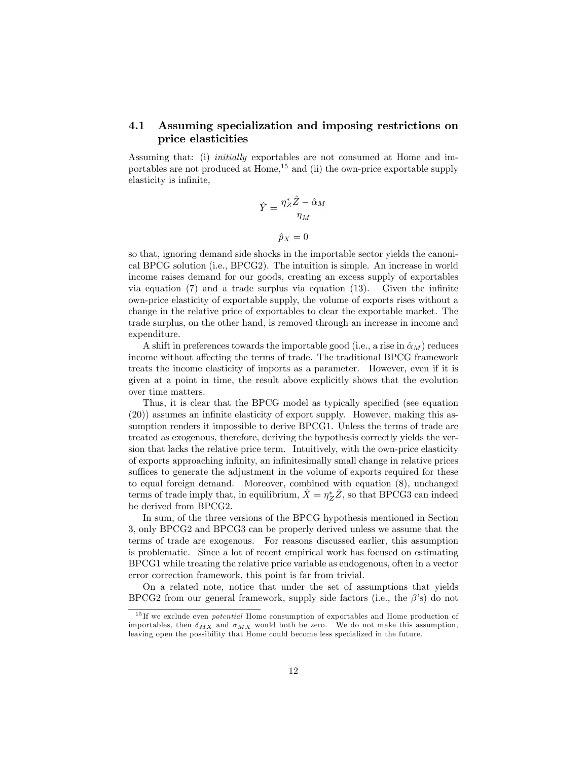### 4.1 Assuming specialization and imposing restrictions on price elasticities

Assuming that: (i) *initially* exportables are not consumed at Home and importables are not produced at Home,[15] and (ii) the own-price exportable supply elasticity is infinite,

$$\hat{Y} = \frac{\eta_Z^* \hat{Z} - \hat{\alpha}_M}{\eta_M}$$

$$\hat{p}_X = 0$$

so that, ignoring demand side shocks in the importable sector yields the canonical BPCG solution (i.e., BPCG2). The intuition is simple. An increase in world income raises demand for our goods, creating an excess supply of exportables via equation (7) and a trade surplus via equation (13). Given the infinite own-price elasticity of exportable supply, the volume of exports rises without a change in the relative price of exportables to clear the exportable market. The trade surplus, on the other hand, is removed through an increase in income and expenditure.

A shift in preferences towards the importable good (i.e., a rise in $\hat{\alpha}_M$) reduces income without affecting the terms of trade. The traditional BPCG framework treats the income elasticity of imports as a parameter. However, even if it is given at a point in time, the result above explicitly shows that the evolution over time matters.

Thus, it is clear that the BPCG model as typically specified (see equation (20)) assumes an infinite elasticity of export supply. However, making this assumption renders it impossible to derive BPCG1. Unless the terms of trade are treated as exogenous, therefore, deriving the hypothesis correctly yields the version that lacks the relative price term. Intuitively, with the own-price elasticity of exports approaching infinity, an infinitesimally small change in relative prices suffices to generate the adjustment in the volume of exports required for these to equal foreign demand. Moreover, combined with equation (8), unchanged terms of trade imply that, in equilibrium, $\hat{X} = \eta_Z^* \hat{Z}$, so that BPCG3 can indeed be derived from BPCG2.

In sum, of the three versions of the BPCG hypothesis mentioned in Section 3, only BPCG2 and BPCG3 can be properly derived unless we assume that the terms of trade are exogenous. For reasons discussed earlier, this assumption is problematic. Since a lot of recent empirical work has focused on estimating BPCG1 while treating the relative price variable as endogenous, often in a vector error correction framework, this point is far from trivial.

On a related note, notice that under the set of assumptions that yields BPCG2 from our general framework, supply side factors (i.e., the $\beta$'s) do not

[15] If we exclude even *potential* Home consumption of exportables and Home production of importables, then $\delta_{MX}$ and $\sigma_{MX}$ would both be zero. We do not make this assumption, leaving open the possibility that Home could become less specialized in the future.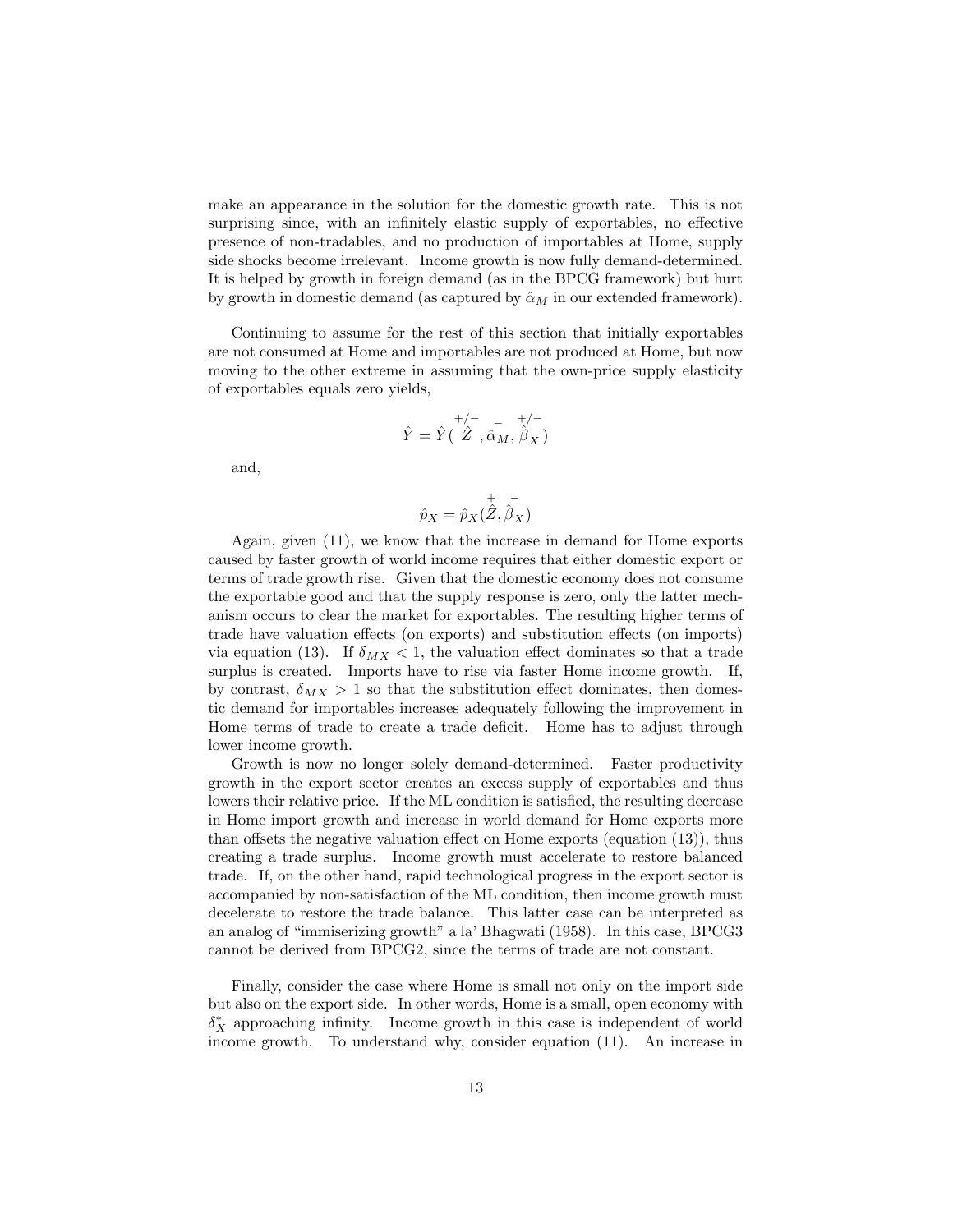make an appearance in the solution for the domestic growth rate. This is not surprising since, with an infinitely elastic supply of exportables, no effective presence of non-tradables, and no production of importables at Home, supply side shocks become irrelevant. Income growth is now fully demand-determined. It is helped by growth in foreign demand (as in the BPCG framework) but hurt by growth in domestic demand (as captured by $\hat{\alpha}_M$ in our extended framework).

Continuing to assume for the rest of this section that initially exportables are not consumed at Home and importables are not produced at Home, but now moving to the other extreme in assuming that the own-price supply elasticity of exportables equals zero yields,

$$\hat{Y} = \hat{Y}(\overset{+/-}{\hat{Z}}, \overset{-}{\hat{\alpha}_M}, \overset{+/-}{\hat{\beta}_X})$$

and,

$$\hat{p}_X = \hat{p}_X(\overset{+}{\hat{Z}}, \overset{-}{\hat{\beta}_X})$$

Again, given (11), we know that the increase in demand for Home exports caused by faster growth of world income requires that either domestic export or terms of trade growth rise. Given that the domestic economy does not consume the exportable good and that the supply response is zero, only the latter mechanism occurs to clear the market for exportables. The resulting higher terms of trade have valuation effects (on exports) and substitution effects (on imports) via equation (13). If $\delta_{MX} < 1$, the valuation effect dominates so that a trade surplus is created. Imports have to rise via faster Home income growth. If, by contrast, $\delta_{MX} > 1$ so that the substitution effect dominates, then domestic demand for importables increases adequately following the improvement in Home terms of trade to create a trade deficit. Home has to adjust through lower income growth.

Growth is now no longer solely demand-determined. Faster productivity growth in the export sector creates an excess supply of exportables and thus lowers their relative price. If the ML condition is satisfied, the resulting decrease in Home import growth and increase in world demand for Home exports more than offsets the negative valuation effect on Home exports (equation (13)), thus creating a trade surplus. Income growth must accelerate to restore balanced trade. If, on the other hand, rapid technological progress in the export sector is accompanied by non-satisfaction of the ML condition, then income growth must decelerate to restore the trade balance. This latter case can be interpreted as an analog of "immiserizing growth" a la' Bhagwati (1958). In this case, BPCG3 cannot be derived from BPCG2, since the terms of trade are not constant.

Finally, consider the case where Home is small not only on the import side but also on the export side. In other words, Home is a small, open economy with $\delta^*_X$ approaching infinity. Income growth in this case is independent of world income growth. To understand why, consider equation (11). An increase in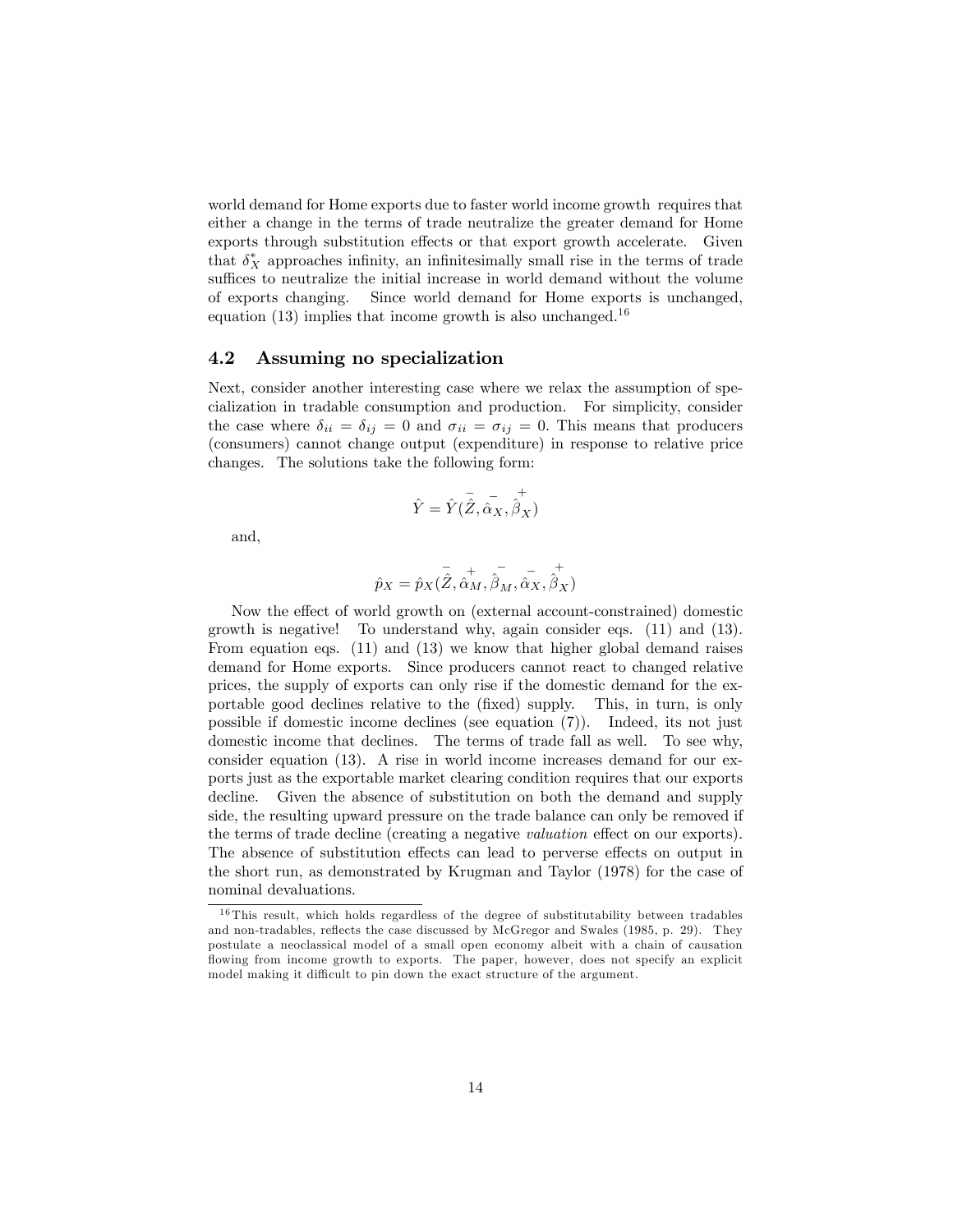world demand for Home exports due to faster world income growth requires that either a change in the terms of trade neutralize the greater demand for Home exports through substitution effects or that export growth accelerate. Given that $\delta_X^*$ approaches infinity, an infinitesimally small rise in the terms of trade suffices to neutralize the initial increase in world demand without the volume of exports changing. Since world demand for Home exports is unchanged, equation (13) implies that income growth is also unchanged.[16]

## 4.2 Assuming no specialization

Next, consider another interesting case where we relax the assumption of specialization in tradable consumption and production. For simplicity, consider the case where $\delta_{ii} = \delta_{ij} = 0$ and $\sigma_{ii} = \sigma_{ij} = 0$. This means that producers (consumers) cannot change output (expenditure) in response to relative price changes. The solutions take the following form:

$$\hat{Y} = \hat{Y}(\overset{-}{\hat{Z}}, \overset{-}{\hat{\alpha}_X}, \overset{+}{\hat{\beta}_X})$$

and,

$$\hat{p}_X = \hat{p}_X(\overset{-}{\hat{Z}}, \overset{+}{\hat{\alpha}_M}, \overset{-}{\hat{\beta}_M}, \overset{-}{\hat{\alpha}_X}, \overset{+}{\hat{\beta}_X})$$

Now the effect of world growth on (external account-constrained) domestic growth is negative! To understand why, again consider eqs. (11) and (13). From equation eqs. (11) and (13) we know that higher global demand raises demand for Home exports. Since producers cannot react to changed relative prices, the supply of exports can only rise if the domestic demand for the exportable good declines relative to the (fixed) supply. This, in turn, is only possible if domestic income declines (see equation (7)). Indeed, its not just domestic income that declines. The terms of trade fall as well. To see why, consider equation (13). A rise in world income increases demand for our exports just as the exportable market clearing condition requires that our exports decline. Given the absence of substitution on both the demand and supply side, the resulting upward pressure on the trade balance can only be removed if the terms of trade decline (creating a negative *valuation* effect on our exports). The absence of substitution effects can lead to perverse effects on output in the short run, as demonstrated by Krugman and Taylor (1978) for the case of nominal devaluations.

[16] This result, which holds regardless of the degree of substitutability between tradables and non-tradables, reflects the case discussed by McGregor and Swales (1985, p. 29). They postulate a neoclassical model of a small open economy albeit with a chain of causation flowing from income growth to exports. The paper, however, does not specify an explicit model making it difficult to pin down the exact structure of the argument.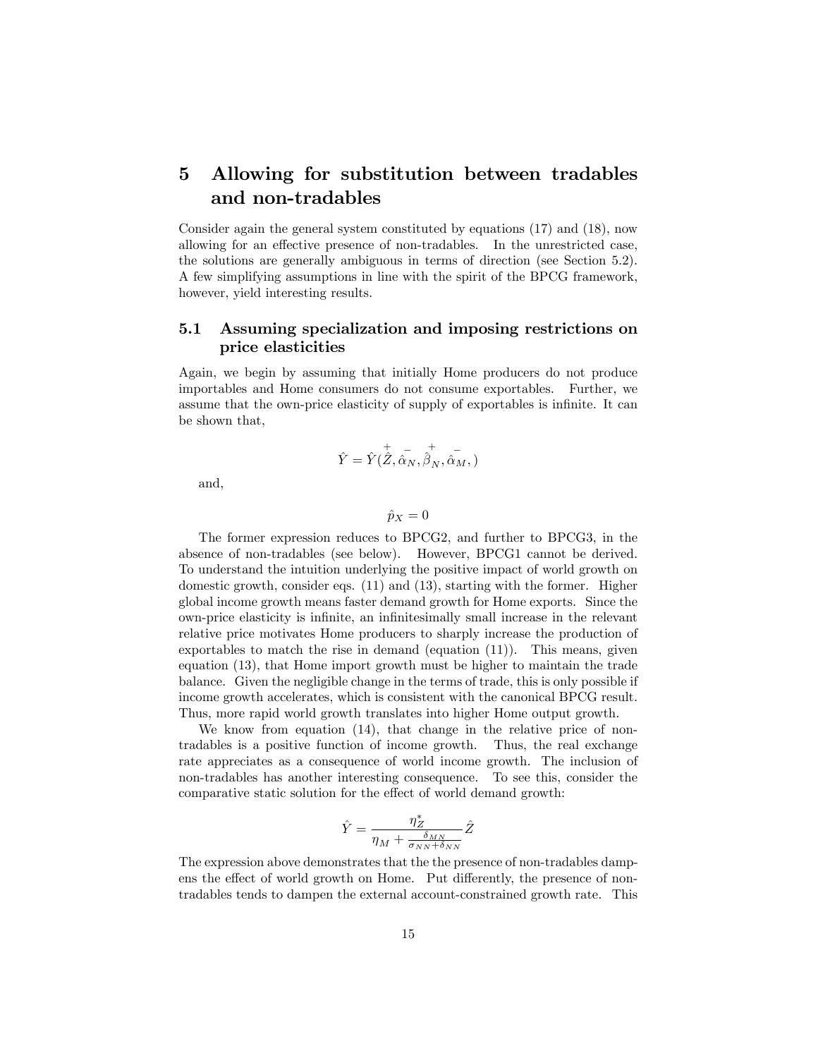# 5 Allowing for substitution between tradables and non-tradables

Consider again the general system constituted by equations (17) and (18), now allowing for an effective presence of non-tradables. In the unrestricted case, the solutions are generally ambiguous in terms of direction (see Section 5.2). A few simplifying assumptions in line with the spirit of the BPCG framework, however, yield interesting results.

## 5.1 Assuming specialization and imposing restrictions on price elasticities

Again, we begin by assuming that initially Home producers do not produce importables and Home consumers do not consume exportables. Further, we assume that the own-price elasticity of supply of exportables is infinite. It can be shown that,

$$\hat{Y} = \hat{Y}(\overset{+}{\hat{Z}}, \overset{-}{\hat{\alpha}_N}, \overset{+}{\hat{\beta}_N}, \overset{-}{\hat{\alpha}_M},)$$

and,

$$\hat{p}_X = 0$$

The former expression reduces to BPCG2, and further to BPCG3, in the absence of non-tradables (see below). However, BPCG1 cannot be derived. To understand the intuition underlying the positive impact of world growth on domestic growth, consider eqs. (11) and (13), starting with the former. Higher global income growth means faster demand growth for Home exports. Since the own-price elasticity is infinite, an infinitesimally small increase in the relevant relative price motivates Home producers to sharply increase the production of exportables to match the rise in demand (equation (11)). This means, given equation (13), that Home import growth must be higher to maintain the trade balance. Given the negligible change in the terms of trade, this is only possible if income growth accelerates, which is consistent with the canonical BPCG result. Thus, more rapid world growth translates into higher Home output growth.

We know from equation (14), that change in the relative price of non-tradables is a positive function of income growth. Thus, the real exchange rate appreciates as a consequence of world income growth. The inclusion of non-tradables has another interesting consequence. To see this, consider the comparative static solution for the effect of world demand growth:

$$\hat{Y} = \frac{\eta_Z^*}{\eta_M + \frac{\delta_{MN}}{\sigma_{NN} + \delta_{NN}}} \hat{Z}$$

The expression above demonstrates that the the presence of non-tradables dampens the effect of world growth on Home. Put differently, the presence of non-tradables tends to dampen the external account-constrained growth rate. This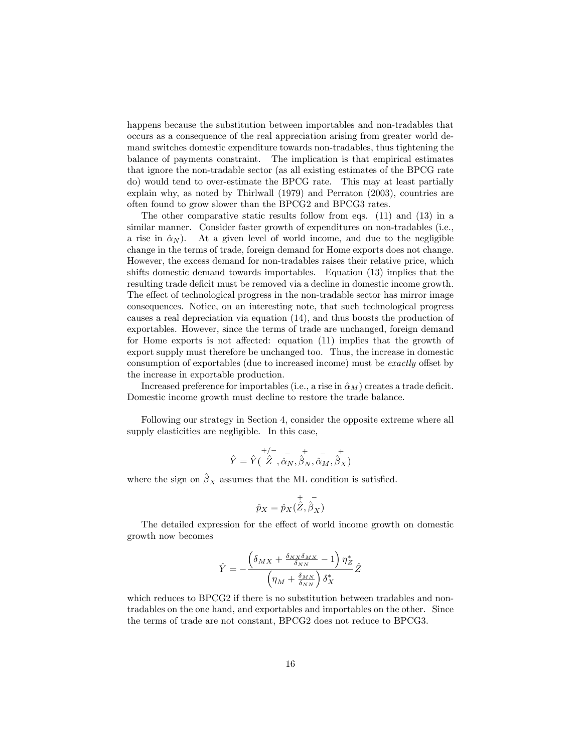happens because the substitution between importables and non-tradables that occurs as a consequence of the real appreciation arising from greater world demand switches domestic expenditure towards non-tradables, thus tightening the balance of payments constraint. The implication is that empirical estimates that ignore the non-tradable sector (as all existing estimates of the BPCG rate do) would tend to over-estimate the BPCG rate. This may at least partially explain why, as noted by Thirlwall (1979) and Perraton (2003), countries are often found to grow slower than the BPCG2 and BPCG3 rates.

The other comparative static results follow from eqs. (11) and (13) in a similar manner. Consider faster growth of expenditures on non-tradables (i.e., a rise in $\hat{\alpha}_N$). At a given level of world income, and due to the negligible change in the terms of trade, foreign demand for Home exports does not change. However, the excess demand for non-tradables raises their relative price, which shifts domestic demand towards importables. Equation (13) implies that the resulting trade deficit must be removed via a decline in domestic income growth. The effect of technological progress in the non-tradable sector has mirror image consequences. Notice, on an interesting note, that such technological progress causes a real depreciation via equation (14), and thus boosts the production of exportables. However, since the terms of trade are unchanged, foreign demand for Home exports is not affected: equation (11) implies that the growth of export supply must therefore be unchanged too. Thus, the increase in domestic consumption of exportables (due to increased income) must be *exactly* offset by the increase in exportable production.

Increased preference for importables (i.e., a rise in $\hat{\alpha}_M$) creates a trade deficit. Domestic income growth must decline to restore the trade balance.

Following our strategy in Section 4, consider the opposite extreme where all supply elasticities are negligible. In this case,

$$\hat{Y} = \hat{Y}(\overset{+/-}{\hat{Z}}, \overset{-}{\hat{\alpha}_N}, \overset{+}{\hat{\beta}_N}, \overset{-}{\hat{\alpha}_M}, \overset{+}{\hat{\beta}_X})$$

where the sign on $\hat{\beta}_X$ assumes that the ML condition is satisfied.

$$\hat{p}_X = \hat{p}_X(\overset{+}{\hat{Z}}, \overset{-}{\hat{\beta}_X})$$

The detailed expression for the effect of world income growth on domestic growth now becomes

$$\hat{Y} = -\frac{\left(\delta_{MX} + \frac{\delta_{NX}\delta_{MX}}{\delta_{NN}} - 1\right)\eta_Z^*}{\left(\eta_M + \frac{\delta_{MN}}{\delta_{NN}}\right)\delta_X^*}\hat{Z}$$

which reduces to BPCG2 if there is no substitution between tradables and non-tradables on the one hand, and exportables and importables on the other. Since the terms of trade are not constant, BPCG2 does not reduce to BPCG3.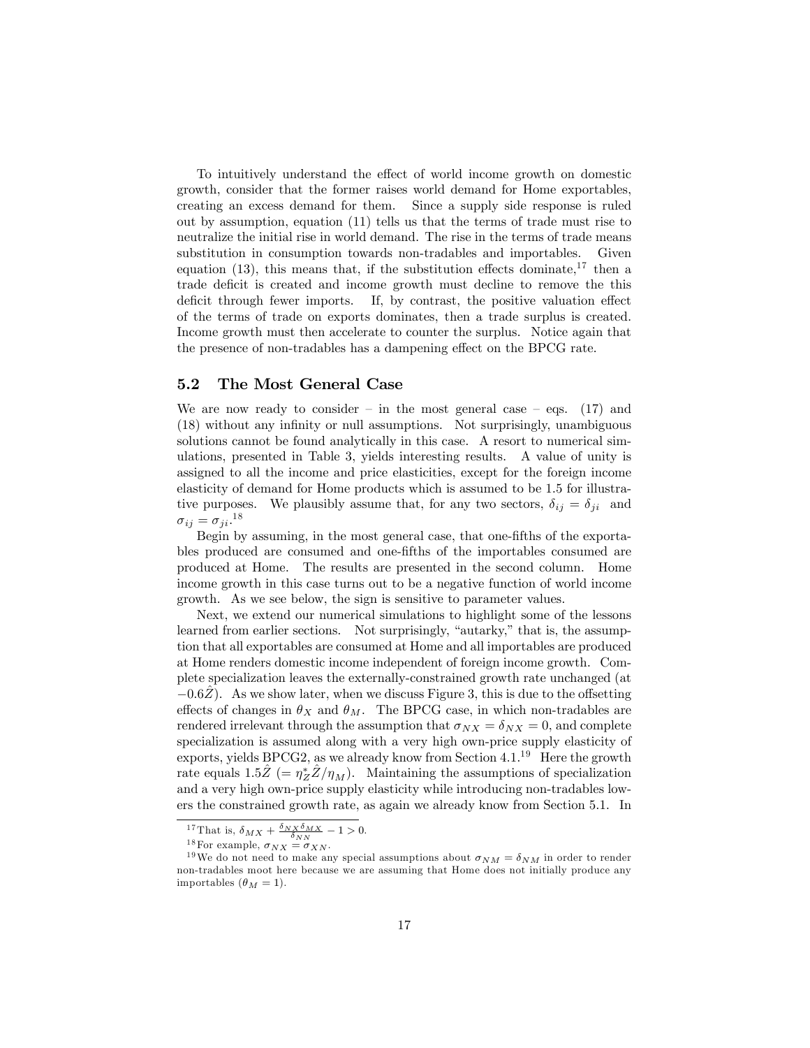To intuitively understand the effect of world income growth on domestic growth, consider that the former raises world demand for Home exportables, creating an excess demand for them. Since a supply side response is ruled out by assumption, equation (11) tells us that the terms of trade must rise to neutralize the initial rise in world demand. The rise in the terms of trade means substitution in consumption towards non-tradables and importables. Given equation (13), this means that, if the substitution effects dominate,[17] then a trade deficit is created and income growth must decline to remove the this deficit through fewer imports. If, by contrast, the positive valuation effect of the terms of trade on exports dominates, then a trade surplus is created. Income growth must then accelerate to counter the surplus. Notice again that the presence of non-tradables has a dampening effect on the BPCG rate.

## 5.2 The Most General Case

We are now ready to consider – in the most general case – eqs. (17) and (18) without any infinity or null assumptions. Not surprisingly, unambiguous solutions cannot be found analytically in this case. A resort to numerical simulations, presented in Table 3, yields interesting results. A value of unity is assigned to all the income and price elasticities, except for the foreign income elasticity of demand for Home products which is assumed to be 1.5 for illustrative purposes. We plausibly assume that, for any two sectors, $\delta_{ij} = \delta_{ji}$ and $\sigma_{ij} = \sigma_{ji}$.[18]

Begin by assuming, in the most general case, that one-fifths of the exportables produced are consumed and one-fifths of the importables consumed are produced at Home. The results are presented in the second column. Home income growth in this case turns out to be a negative function of world income growth. As we see below, the sign is sensitive to parameter values.

Next, we extend our numerical simulations to highlight some of the lessons learned from earlier sections. Not surprisingly, "autarky," that is, the assumption that all exportables are consumed at Home and all importables are produced at Home renders domestic income independent of foreign income growth. Complete specialization leaves the externally-constrained growth rate unchanged (at $-0.6\hat{Z}$). As we show later, when we discuss Figure 3, this is due to the offsetting effects of changes in $\theta_X$ and $\theta_M$. The BPCG case, in which non-tradables are rendered irrelevant through the assumption that $\sigma_{NX} = \delta_{NX} = 0$, and complete specialization is assumed along with a very high own-price supply elasticity of exports, yields BPCG2, as we already know from Section 4.1.[19] Here the growth rate equals $1.5\hat{Z}$ $(= \eta_Z^* \hat{Z}/\eta_M)$. Maintaining the assumptions of specialization and a very high own-price supply elasticity while introducing non-tradables lowers the constrained growth rate, as again we already know from Section 5.1. In

[17] That is, $\delta_{MX} + \frac{\delta_{NX}\delta_{MX}}{\delta_{NN}} - 1 > 0$.

[18] For example, $\sigma_{NX} = \sigma_{XN}$.

[19] We do not need to make any special assumptions about $\sigma_{NM} = \delta_{NM}$ in order to render non-tradables moot here because we are assuming that Home does not initially produce any importables ($\theta_M = 1$).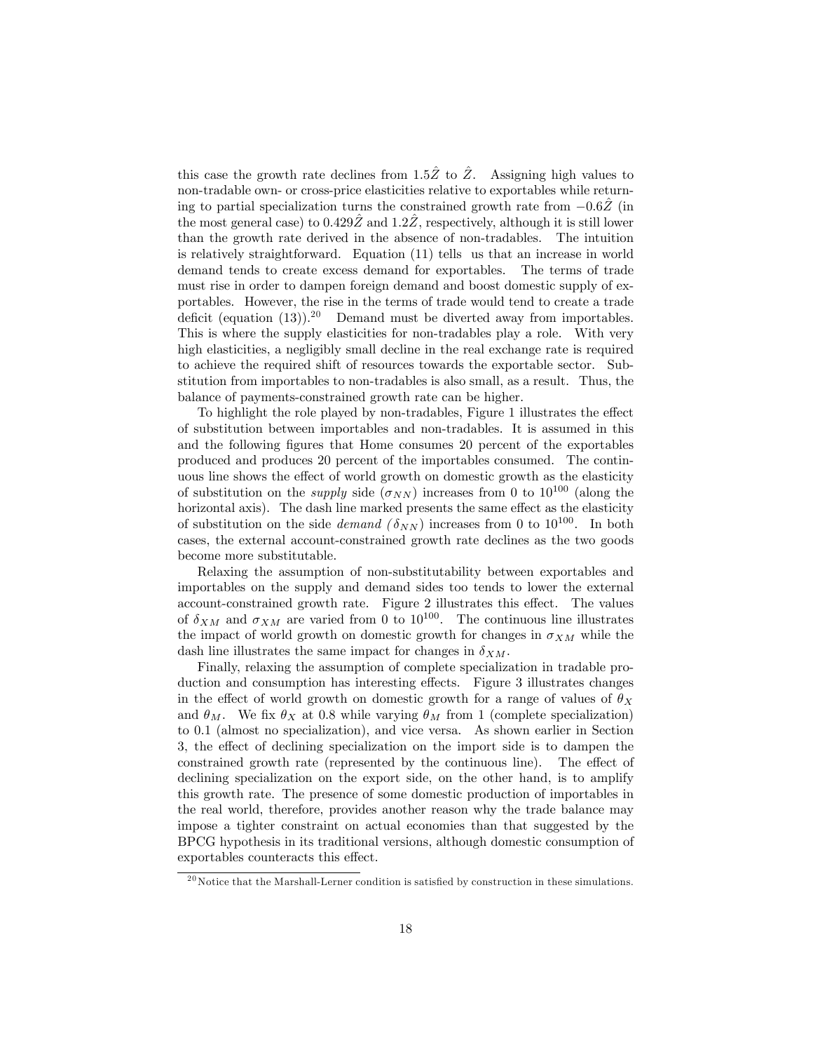this case the growth rate declines from $1.5\hat{Z}$ to $\hat{Z}$. Assigning high values to non-tradable own- or cross-price elasticities relative to exportables while returning to partial specialization turns the constrained growth rate from $-0.6\hat{Z}$ (in the most general case) to $0.429\hat{Z}$ and $1.2\hat{Z}$, respectively, although it is still lower than the growth rate derived in the absence of non-tradables. The intuition is relatively straightforward. Equation (11) tells us that an increase in world demand tends to create excess demand for exportables. The terms of trade must rise in order to dampen foreign demand and boost domestic supply of exportables. However, the rise in the terms of trade would tend to create a trade deficit (equation (13)).[20] Demand must be diverted away from importables. This is where the supply elasticities for non-tradables play a role. With very high elasticities, a negligibly small decline in the real exchange rate is required to achieve the required shift of resources towards the exportable sector. Substitution from importables to non-tradables is also small, as a result. Thus, the balance of payments-constrained growth rate can be higher.

To highlight the role played by non-tradables, Figure 1 illustrates the effect of substitution between importables and non-tradables. It is assumed in this and the following figures that Home consumes 20 percent of the exportables produced and produces 20 percent of the importables consumed. The continuous line shows the effect of world growth on domestic growth as the elasticity of substitution on the *supply* side ($\sigma_{NN}$) increases from 0 to $10^{100}$ (along the horizontal axis). The dash line marked presents the same effect as the elasticity of substitution on the side *demand* ($\delta_{NN}$) increases from 0 to $10^{100}$. In both cases, the external account-constrained growth rate declines as the two goods become more substitutable.

Relaxing the assumption of non-substitutability between exportables and importables on the supply and demand sides too tends to lower the external account-constrained growth rate. Figure 2 illustrates this effect. The values of $\delta_{XM}$ and $\sigma_{XM}$ are varied from 0 to $10^{100}$. The continuous line illustrates the impact of world growth on domestic growth for changes in $\sigma_{XM}$ while the dash line illustrates the same impact for changes in $\delta_{XM}$.

Finally, relaxing the assumption of complete specialization in tradable production and consumption has interesting effects. Figure 3 illustrates changes in the effect of world growth on domestic growth for a range of values of $\theta_X$ and $\theta_M$. We fix $\theta_X$ at 0.8 while varying $\theta_M$ from 1 (complete specialization) to 0.1 (almost no specialization), and vice versa. As shown earlier in Section 3, the effect of declining specialization on the import side is to dampen the constrained growth rate (represented by the continuous line). The effect of declining specialization on the export side, on the other hand, is to amplify this growth rate. The presence of some domestic production of importables in the real world, therefore, provides another reason why the trade balance may impose a tighter constraint on actual economies than that suggested by the BPCG hypothesis in its traditional versions, although domestic consumption of exportables counteracts this effect.

[20] Notice that the Marshall-Lerner condition is satisfied by construction in these simulations.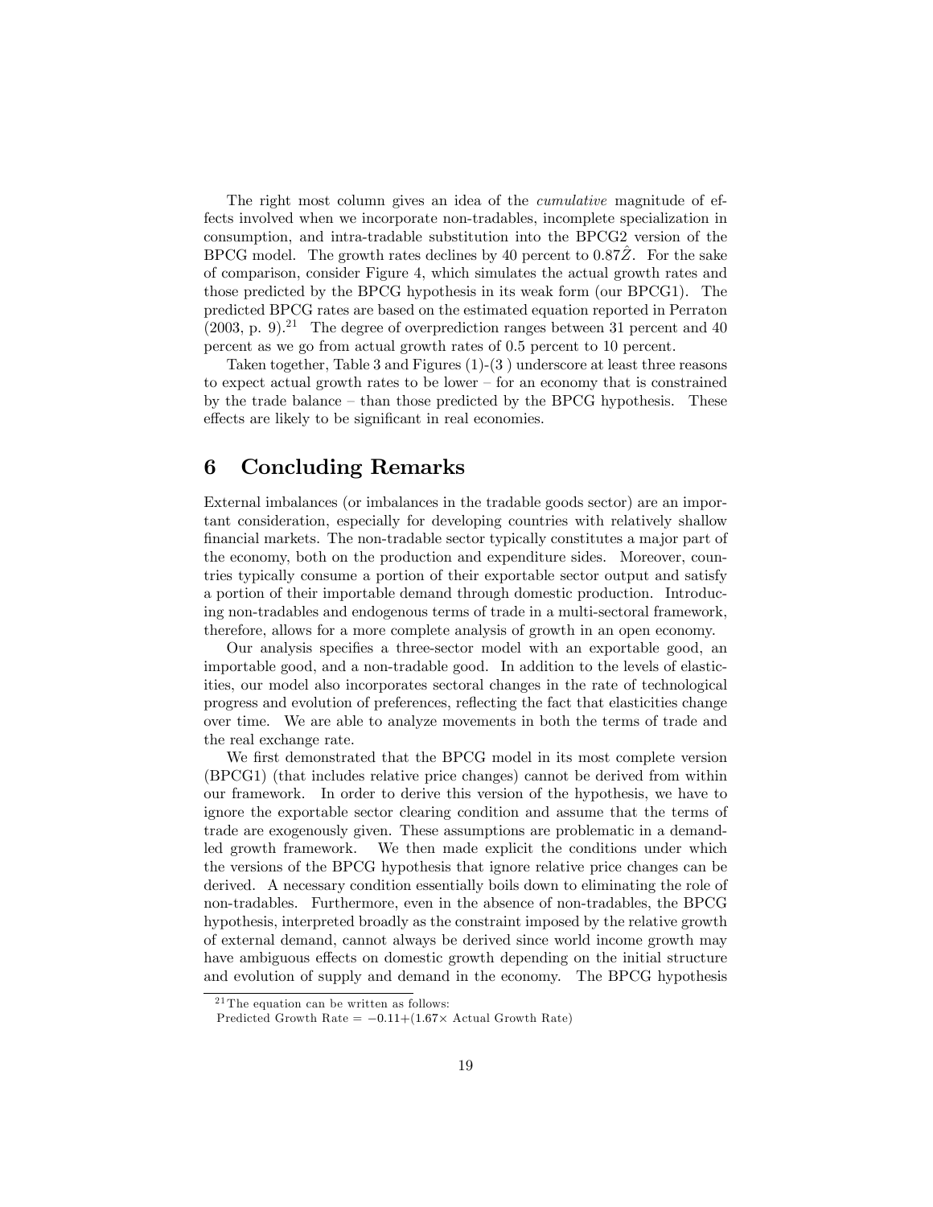The right most column gives an idea of the *cumulative* magnitude of effects involved when we incorporate non-tradables, incomplete specialization in consumption, and intra-tradable substitution into the BPCG2 version of the BPCG model. The growth rates declines by 40 percent to $0.87\hat{Z}$. For the sake of comparison, consider Figure 4, which simulates the actual growth rates and those predicted by the BPCG hypothesis in its weak form (our BPCG1). The predicted BPCG rates are based on the estimated equation reported in Perraton (2003, p. 9).[21] The degree of overprediction ranges between 31 percent and 40 percent as we go from actual growth rates of 0.5 percent to 10 percent.

Taken together, Table 3 and Figures (1)-(3 ) underscore at least three reasons to expect actual growth rates to be lower – for an economy that is constrained by the trade balance – than those predicted by the BPCG hypothesis. These effects are likely to be significant in real economies.

# 6 Concluding Remarks

External imbalances (or imbalances in the tradable goods sector) are an important consideration, especially for developing countries with relatively shallow financial markets. The non-tradable sector typically constitutes a major part of the economy, both on the production and expenditure sides. Moreover, countries typically consume a portion of their exportable sector output and satisfy a portion of their importable demand through domestic production. Introducing non-tradables and endogenous terms of trade in a multi-sectoral framework, therefore, allows for a more complete analysis of growth in an open economy.

Our analysis specifies a three-sector model with an exportable good, an importable good, and a non-tradable good. In addition to the levels of elasticities, our model also incorporates sectoral changes in the rate of technological progress and evolution of preferences, reflecting the fact that elasticities change over time. We are able to analyze movements in both the terms of trade and the real exchange rate.

We first demonstrated that the BPCG model in its most complete version (BPCG1) (that includes relative price changes) cannot be derived from within our framework. In order to derive this version of the hypothesis, we have to ignore the exportable sector clearing condition and assume that the terms of trade are exogenously given. These assumptions are problematic in a demand-led growth framework. We then made explicit the conditions under which the versions of the BPCG hypothesis that ignore relative price changes can be derived. A necessary condition essentially boils down to eliminating the role of non-tradables. Furthermore, even in the absence of non-tradables, the BPCG hypothesis, interpreted broadly as the constraint imposed by the relative growth of external demand, cannot always be derived since world income growth may have ambiguous effects on domestic growth depending on the initial structure and evolution of supply and demand in the economy. The BPCG hypothesis

[21] The equation can be written as follows:
Predicted Growth Rate = $-0.11+(1.67\times$ Actual Growth Rate)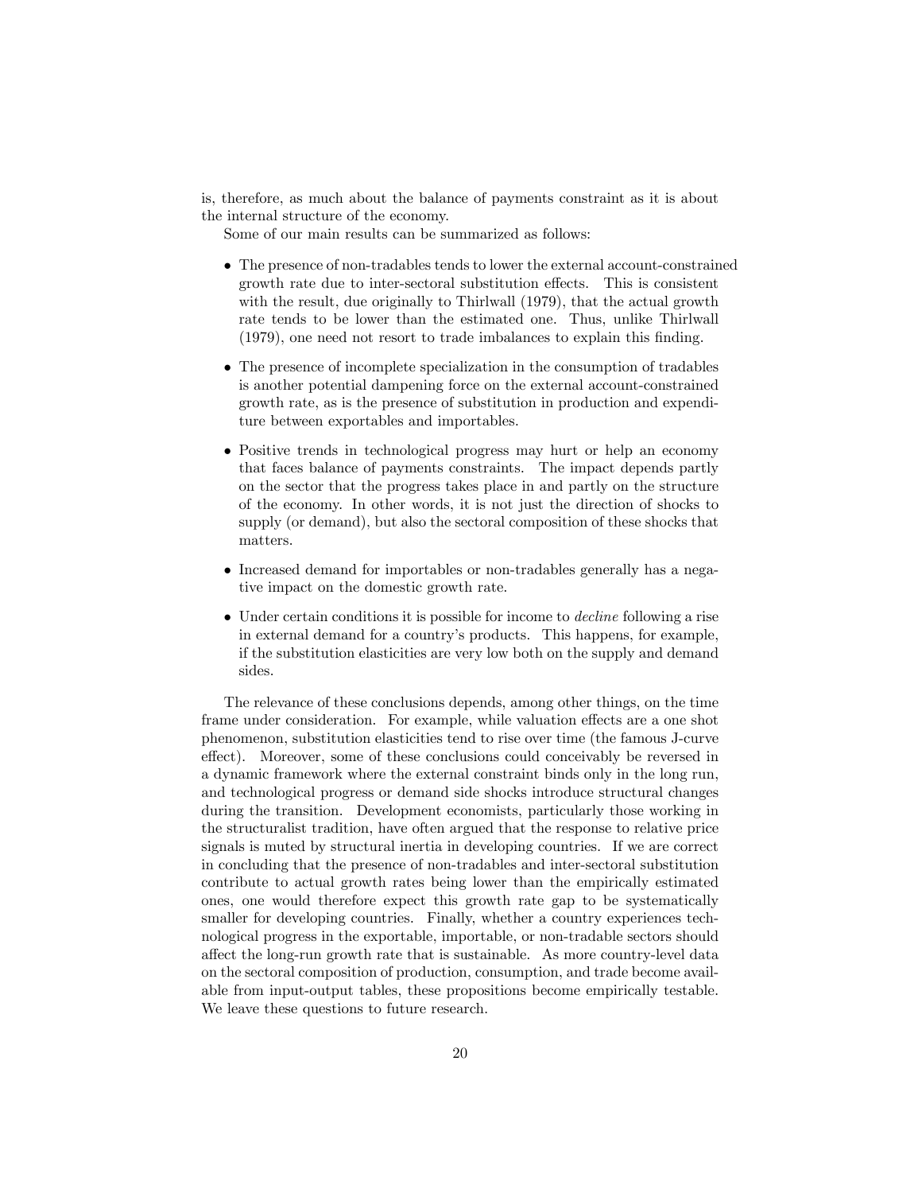is, therefore, as much about the balance of payments constraint as it is about the internal structure of the economy.

Some of our main results can be summarized as follows:

- The presence of non-tradables tends to lower the external account-constrained growth rate due to inter-sectoral substitution effects. This is consistent with the result, due originally to Thirlwall (1979), that the actual growth rate tends to be lower than the estimated one. Thus, unlike Thirlwall (1979), one need not resort to trade imbalances to explain this finding.
- The presence of incomplete specialization in the consumption of tradables is another potential dampening force on the external account-constrained growth rate, as is the presence of substitution in production and expenditure between exportables and importables.
- Positive trends in technological progress may hurt or help an economy that faces balance of payments constraints. The impact depends partly on the sector that the progress takes place in and partly on the structure of the economy. In other words, it is not just the direction of shocks to supply (or demand), but also the sectoral composition of these shocks that matters.
- Increased demand for importables or non-tradables generally has a negative impact on the domestic growth rate.
- Under certain conditions it is possible for income to *decline* following a rise in external demand for a country's products. This happens, for example, if the substitution elasticities are very low both on the supply and demand sides.

The relevance of these conclusions depends, among other things, on the time frame under consideration. For example, while valuation effects are a one shot phenomenon, substitution elasticities tend to rise over time (the famous J-curve effect). Moreover, some of these conclusions could conceivably be reversed in a dynamic framework where the external constraint binds only in the long run, and technological progress or demand side shocks introduce structural changes during the transition. Development economists, particularly those working in the structuralist tradition, have often argued that the response to relative price signals is muted by structural inertia in developing countries. If we are correct in concluding that the presence of non-tradables and inter-sectoral substitution contribute to actual growth rates being lower than the empirically estimated ones, one would therefore expect this growth rate gap to be systematically smaller for developing countries. Finally, whether a country experiences technological progress in the exportable, importable, or non-tradable sectors should affect the long-run growth rate that is sustainable. As more country-level data on the sectoral composition of production, consumption, and trade become available from input-output tables, these propositions become empirically testable. We leave these questions to future research.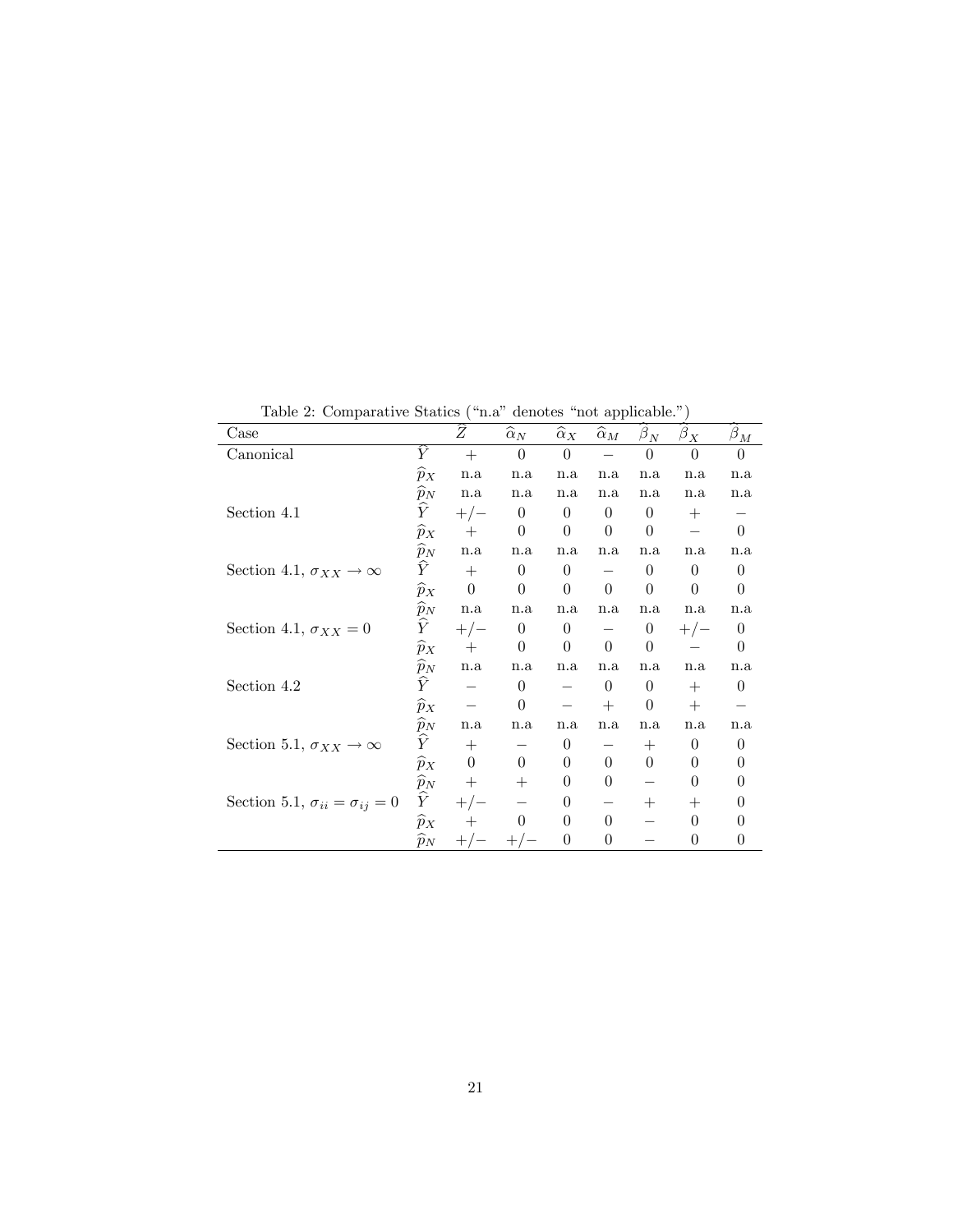Table 2: Comparative Statics ("n.a" denotes "not applicable.")

| Case | | $\widehat{Z}$ | $\widehat{\alpha}_N$ | $\widehat{\alpha}_X$ | $\widehat{\alpha}_M$ | $\widehat{\beta}_N$ | $\widehat{\beta}_X$ | $\widehat{\beta}_M$ |
|---|---|---|---|---|---|---|---|---|
| Canonical | $\widehat{Y}$ | $+$ | $0$ | $0$ | $-$ | $0$ | $0$ | $0$ |
| | $\widehat{p}_X$ | n.a | n.a | n.a | n.a | n.a | n.a | n.a |
| | $\widehat{p}_N$ | n.a | n.a | n.a | n.a | n.a | n.a | n.a |
| Section 4.1 | $\widehat{Y}$ | $+/-$ | $0$ | $0$ | $0$ | $0$ | $+$ | $-$ |
| | $\widehat{p}_X$ | $+$ | $0$ | $0$ | $0$ | $0$ | $-$ | $0$ |
| | $\widehat{p}_N$ | n.a | n.a | n.a | n.a | n.a | n.a | n.a |
| Section 4.1, $\sigma_{XX} \to \infty$ | $\widehat{Y}$ | $+$ | $0$ | $0$ | $-$ | $0$ | $0$ | $0$ |
| | $\widehat{p}_X$ | $0$ | $0$ | $0$ | $0$ | $0$ | $0$ | $0$ |
| | $\widehat{p}_N$ | n.a | n.a | n.a | n.a | n.a | n.a | n.a |
| Section 4.1, $\sigma_{XX} = 0$ | $\widehat{Y}$ | $+/-$ | $0$ | $0$ | $-$ | $0$ | $+/-$ | $0$ |
| | $\widehat{p}_X$ | $+$ | $0$ | $0$ | $0$ | $0$ | $-$ | $0$ |
| | $\widehat{p}_N$ | n.a | n.a | n.a | n.a | n.a | n.a | n.a |
| Section 4.2 | $\widehat{Y}$ | $-$ | $0$ | $-$ | $0$ | $0$ | $+$ | $0$ |
| | $\widehat{p}_X$ | $-$ | $0$ | $-$ | $+$ | $0$ | $+$ | $-$ |
| | $\widehat{p}_N$ | n.a | n.a | n.a | n.a | n.a | n.a | n.a |
| Section 5.1, $\sigma_{XX} \to \infty$ | $\widehat{Y}$ | $+$ | $-$ | $0$ | $-$ | $+$ | $0$ | $0$ |
| | $\widehat{p}_X$ | $0$ | $0$ | $0$ | $0$ | $0$ | $0$ | $0$ |
| | $\widehat{p}_N$ | $+$ | $+$ | $0$ | $0$ | $-$ | $0$ | $0$ |
| Section 5.1, $\sigma_{ii} = \sigma_{ij} = 0$ | $\widehat{Y}$ | $+/-$ | $-$ | $0$ | $-$ | $+$ | $+$ | $0$ |
| | $\widehat{p}_X$ | $+$ | $0$ | $0$ | $0$ | $-$ | $0$ | $0$ |
| | $\widehat{p}_N$ | $+/-$ | $+/-$ | $0$ | $0$ | $-$ | $0$ | $0$ |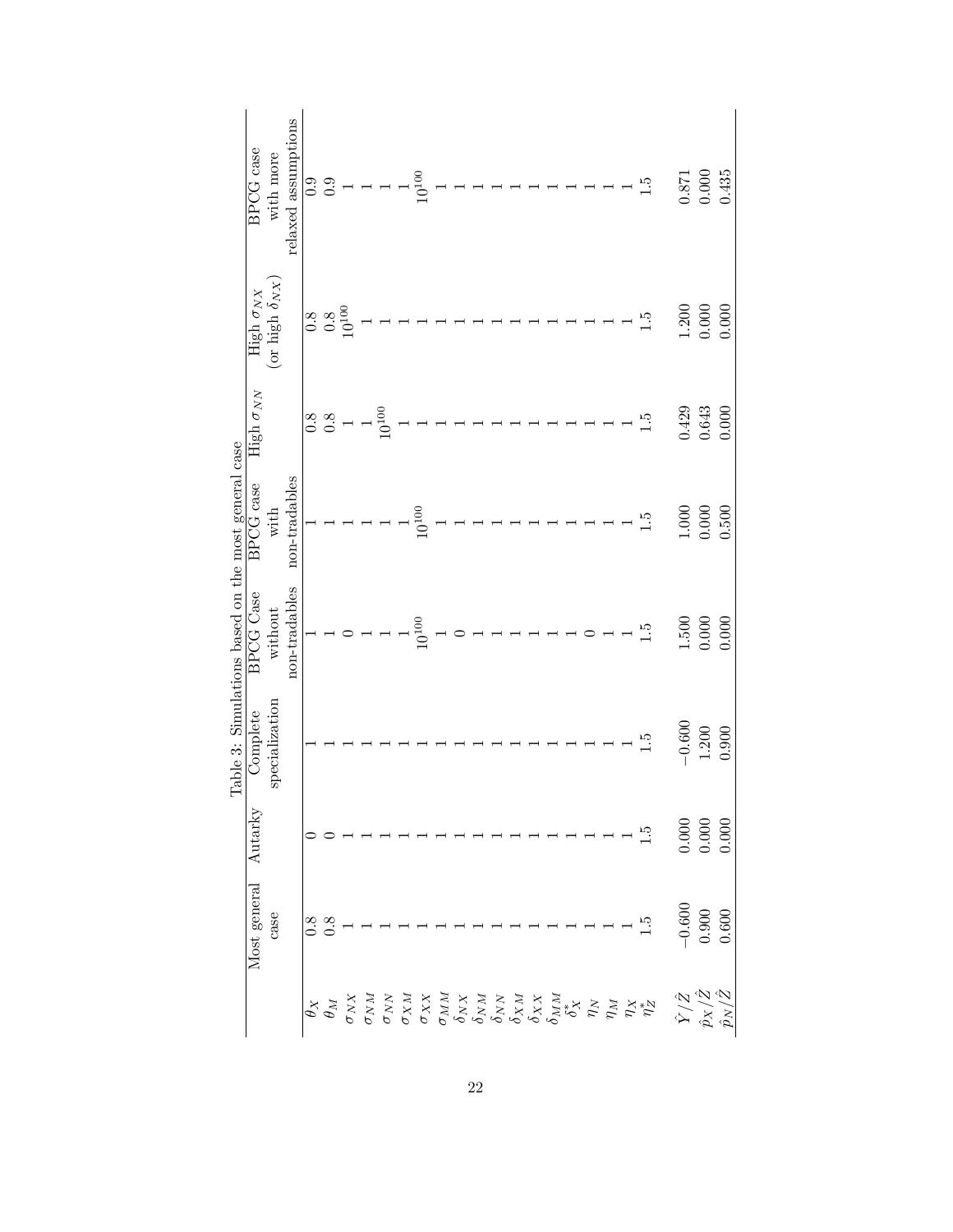Table 3: Simulations based on the most general case

| | Most general case | Autarky | Complete specialization | BPCG Case without non-tradables | BPCG case with non-tradables | High $\sigma_{NN}$ | High $\sigma_{NX}$ (or high $\delta_{NX}$) | BPCG case with more relaxed assumptions |
|---|---|---|---|---|---|---|---|---|
| $\theta_X$ | 0.8 | 0 | 1 | 1 | 1 | 0.8 | 0.8 | 0.9 |
| $\theta_M$ | 0.8 | 0 | 1 | 1 | 1 | 0.8 | 0.8 | 0.9 |
| $\sigma_{NX}$ | 1 | 1 | 1 | 0 | 1 | 1 | $10^{100}$ | 1 |
| $\sigma_{NM}$ | 1 | 1 | 1 | 1 | 1 | 1 | 1 | 1 |
| $\sigma_{NN}$ | 1 | 1 | 1 | 1 | 1 | $10^{100}$ | 1 | 1 |
| $\sigma_{XM}$ | 1 | 1 | 1 | 1 | 1 | 1 | 1 | 1 |
| $\sigma_{XX}$ | 1 | 1 | 1 | $10^{100}$ | $10^{100}$ | 1 | 1 | $10^{100}$ |
| $\sigma_{MM}$ | 1 | 1 | 1 | 1 | 1 | 1 | 1 | 1 |
| $\delta_{NX}$ | 1 | 1 | 1 | 0 | 1 | 1 | 1 | 1 |
| $\delta_{NM}$ | 1 | 1 | 1 | 1 | 1 | 1 | 1 | 1 |
| $\delta_{NN}$ | 1 | 1 | 1 | 1 | 1 | 1 | 1 | 1 |
| $\delta_{XM}$ | 1 | 1 | 1 | 1 | 1 | 1 | 1 | 1 |
| $\delta_{XX}$ | 1 | 1 | 1 | 1 | 1 | 1 | 1 | 1 |
| $\delta_{MM}$ | 1 | 1 | 1 | 1 | 1 | 1 | 1 | 1 |
| $\delta^*_X$ | 1 | 1 | 1 | 1 | 1 | 1 | 1 | 1 |
| $\eta_N$ | 1 | 1 | 1 | 0 | 1 | 1 | 1 | 1 |
| $\eta_M$ | 1 | 1 | 1 | 1 | 1 | 1 | 1 | 1 |
| $\eta_X$ | 1 | 1 | 1 | 1 | 1 | 1 | 1 | 1 |
| $\eta^*_Z$ | 1.5 | 1.5 | 1.5 | 1.5 | 1.5 | 1.5 | 1.5 | 1.5 |
| $\hat{Y}/\hat{Z}$ | −0.600 | 0.000 | −0.600 | 1.500 | 1.000 | 0.429 | 1.200 | 0.871 |
| $\hat{p}_X/\hat{Z}$ | 0.900 | 0.000 | 1.200 | 0.000 | 0.000 | 0.643 | 0.000 | 0.000 |
| $\hat{p}_N/\hat{Z}$ | 0.600 | 0.000 | 0.900 | 0.000 | 0.500 | 0.000 | 0.000 | 0.435 |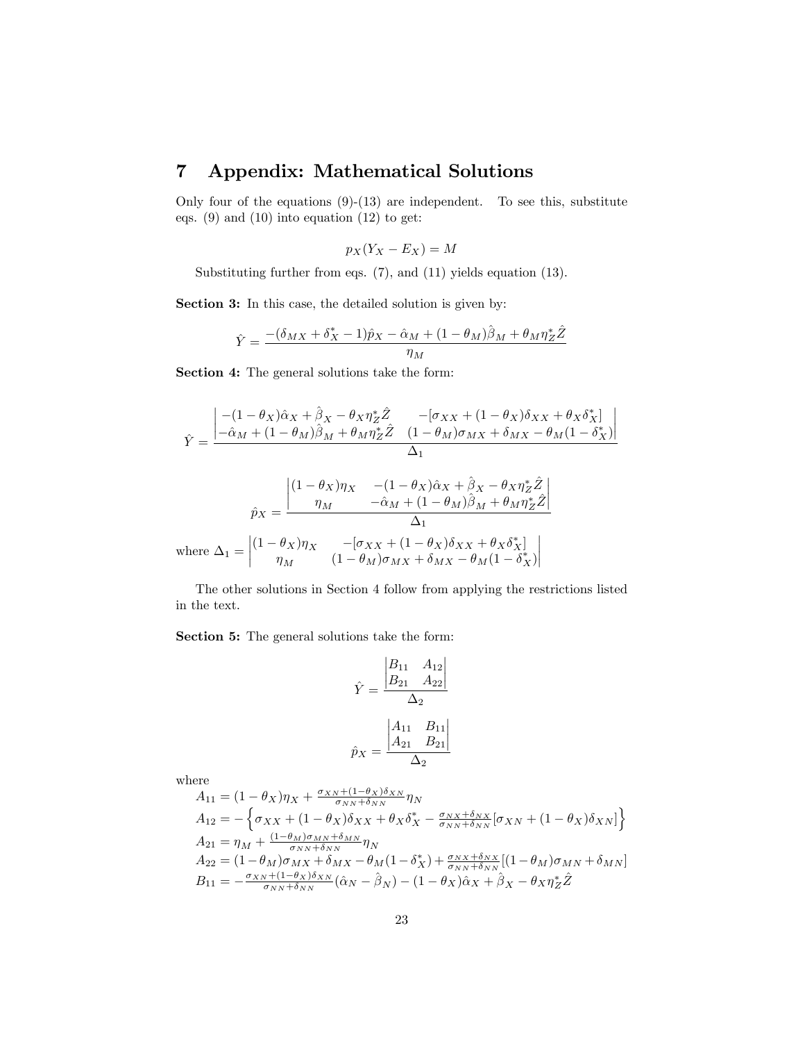# 7 Appendix: Mathematical Solutions

Only four of the equations (9)-(13) are independent. To see this, substitute eqs. (9) and (10) into equation (12) to get:

$$p_X(Y_X - E_X) = M$$

Substituting further from eqs. (7), and (11) yields equation (13).

**Section 3:** In this case, the detailed solution is given by:

$$\hat{Y} = \frac{-(\delta_{MX} + \delta_X^* - 1)\hat{p}_X - \hat{\alpha}_M + (1-\theta_M)\hat{\beta}_M + \theta_M \eta_Z^* \hat{Z}}{\eta_M}$$

**Section 4:** The general solutions take the form:

$$\hat{Y} = \frac{\begin{vmatrix} -(1-\theta_X)\hat{\alpha}_X + \hat{\beta}_X - \theta_X \eta_Z^* \hat{Z} & -[\sigma_{XX} + (1-\theta_X)\delta_{XX} + \theta_X \delta_X^*] \\ -\hat{\alpha}_M + (1-\theta_M)\hat{\beta}_M + \theta_M \eta_Z^* \hat{Z} & (1-\theta_M)\sigma_{MX} + \delta_{MX} - \theta_M(1-\delta_X^*) \end{vmatrix}}{\Delta_1}$$

$$\hat{p}_X = \frac{\begin{vmatrix} (1-\theta_X)\eta_X & -(1-\theta_X)\hat{\alpha}_X + \hat{\beta}_X - \theta_X \eta_Z^* \hat{Z} \\ \eta_M & -\hat{\alpha}_M + (1-\theta_M)\hat{\beta}_M + \theta_M \eta_Z^* \hat{Z} \end{vmatrix}}{\Delta_1}$$

where $\Delta_1 = \begin{vmatrix} (1-\theta_X)\eta_X & -[\sigma_{XX} + (1-\theta_X)\delta_{XX} + \theta_X \delta_X^*] \\ \eta_M & (1-\theta_M)\sigma_{MX} + \delta_{MX} - \theta_M(1-\delta_X^*) \end{vmatrix}$

The other solutions in Section 4 follow from applying the restrictions listed in the text.

**Section 5:** The general solutions take the form:

$$\hat{Y} = \frac{\begin{vmatrix} B_{11} & A_{12} \\ B_{21} & A_{22} \end{vmatrix}}{\Delta_2}$$

$$\hat{p}_X = \frac{\begin{vmatrix} A_{11} & B_{11} \\ A_{21} & B_{21} \end{vmatrix}}{\Delta_2}$$

where

$A_{11} = (1-\theta_X)\eta_X + \frac{\sigma_{XN} + (1-\theta_X)\delta_{XN}}{\sigma_{NN} + \delta_{NN}} \eta_N$

$A_{12} = -\left\{ \sigma_{XX} + (1-\theta_X)\delta_{XX} + \theta_X \delta_X^* - \frac{\sigma_{NX} + \delta_{NX}}{\sigma_{NN} + \delta_{NN}} [\sigma_{XN} + (1-\theta_X)\delta_{XN}] \right\}$

$A_{21} = \eta_M + \frac{(1-\theta_M)\sigma_{MN} + \delta_{MN}}{\sigma_{NN} + \delta_{NN}} \eta_N$

$A_{22} = (1-\theta_M)\sigma_{MX} + \delta_{MX} - \theta_M(1-\delta_X^*) + \frac{\sigma_{NX} + \delta_{NX}}{\sigma_{NN} + \delta_{NN}} [(1-\theta_M)\sigma_{MN} + \delta_{MN}]$

$B_{11} = -\frac{\sigma_{XN} + (1-\theta_X)\delta_{XN}}{\sigma_{NN} + \delta_{NN}} (\hat{\alpha}_N - \hat{\beta}_N) - (1-\theta_X)\hat{\alpha}_X + \hat{\beta}_X - \theta_X \eta_Z^* \hat{Z}$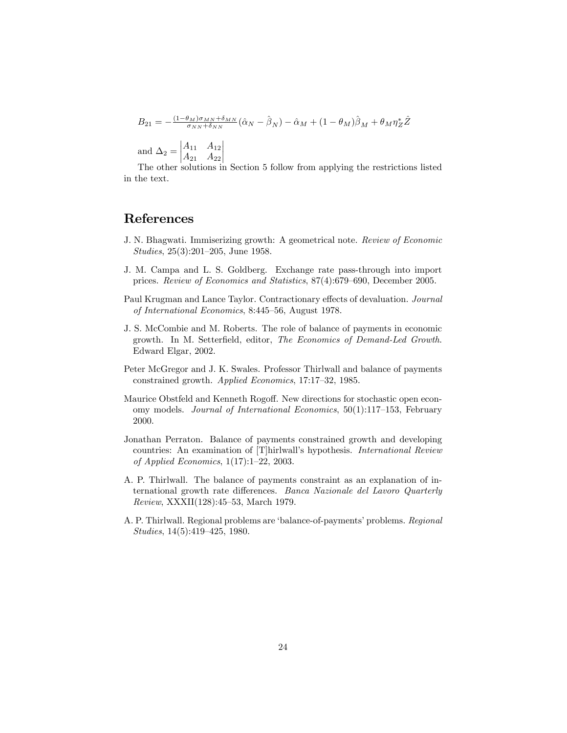$B_{21} = -\frac{(1-\theta_M)\sigma_{MN}+\delta_{MN}}{\sigma_{NN}+\delta_{NN}}(\hat{\alpha}_N - \hat{\beta}_N) - \hat{\alpha}_M + (1-\theta_M)\hat{\beta}_M + \theta_M \eta^*_Z \hat{Z}$

and $\Delta_2 = \begin{vmatrix} A_{11} & A_{12} \\ A_{21} & A_{22} \end{vmatrix}$

The other solutions in Section 5 follow from applying the restrictions listed in the text.

## References

J. N. Bhagwati. Immiserizing growth: A geometrical note. *Review of Economic Studies*, 25(3):201–205, June 1958.

J. M. Campa and L. S. Goldberg. Exchange rate pass-through into import prices. *Review of Economics and Statistics*, 87(4):679–690, December 2005.

Paul Krugman and Lance Taylor. Contractionary effects of devaluation. *Journal of International Economics*, 8:445–56, August 1978.

J. S. McCombie and M. Roberts. The role of balance of payments in economic growth. In M. Setterfield, editor, *The Economics of Demand-Led Growth*. Edward Elgar, 2002.

Peter McGregor and J. K. Swales. Professor Thirlwall and balance of payments constrained growth. *Applied Economics*, 17:17–32, 1985.

Maurice Obstfeld and Kenneth Rogoff. New directions for stochastic open economy models. *Journal of International Economics*, 50(1):117–153, February 2000.

Jonathan Perraton. Balance of payments constrained growth and developing countries: An examination of [T]hirlwall's hypothesis. *International Review of Applied Economics*, 1(17):1–22, 2003.

A. P. Thirlwall. The balance of payments constraint as an explanation of international growth rate differences. *Banca Nazionale del Lavoro Quarterly Review*, XXXII(128):45–53, March 1979.

A. P. Thirlwall. Regional problems are 'balance-of-payments' problems. *Regional Studies*, 14(5):419–425, 1980.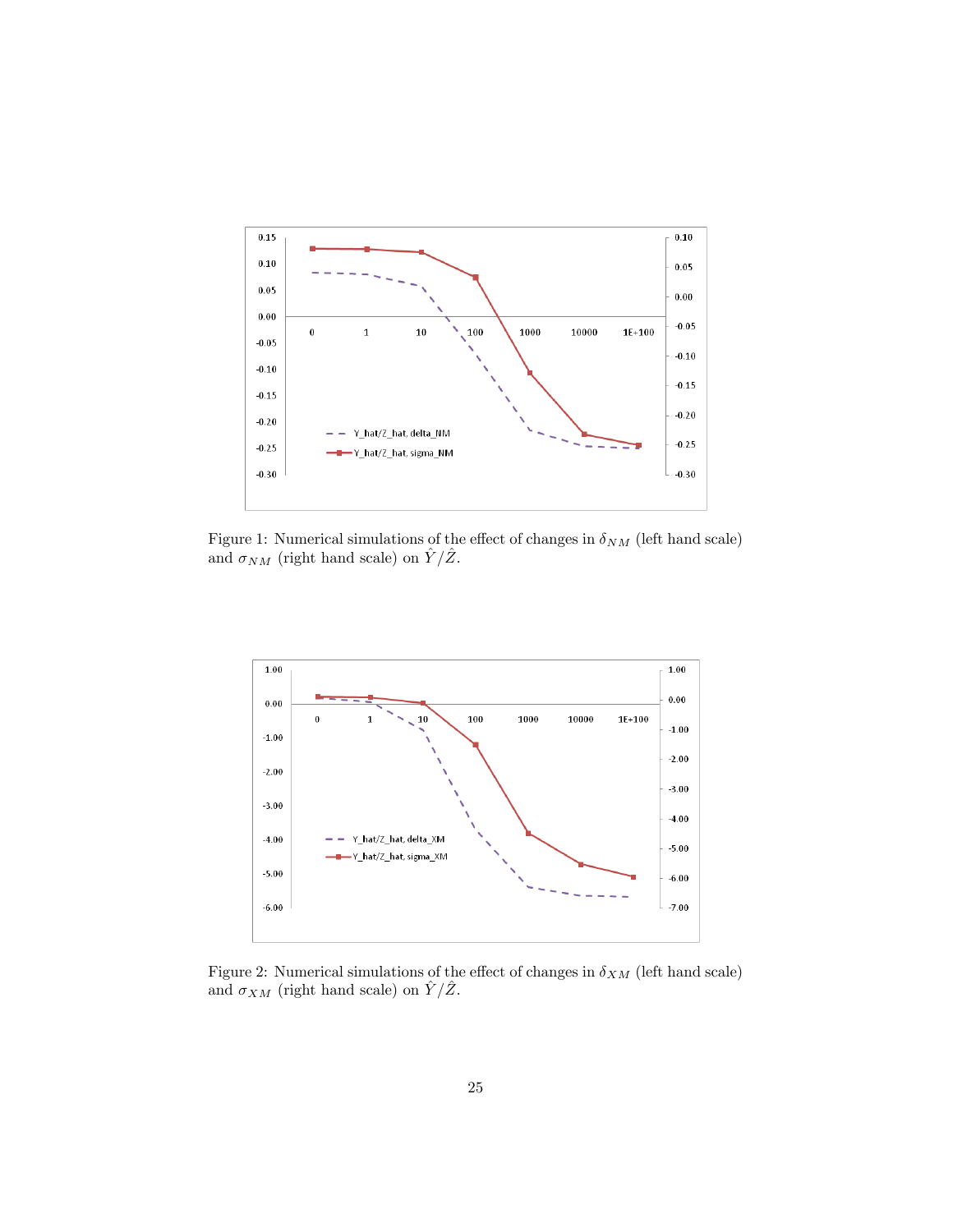Figure 1: Numerical simulations of the effect of changes in $\delta_{NM}$ (left hand scale) and $\sigma_{NM}$ (right hand scale) on $\hat{Y}/\hat{Z}$.

Figure 2: Numerical simulations of the effect of changes in $\delta_{XM}$ (left hand scale) and $\sigma_{XM}$ (right hand scale) on $\hat{Y}/\hat{Z}$.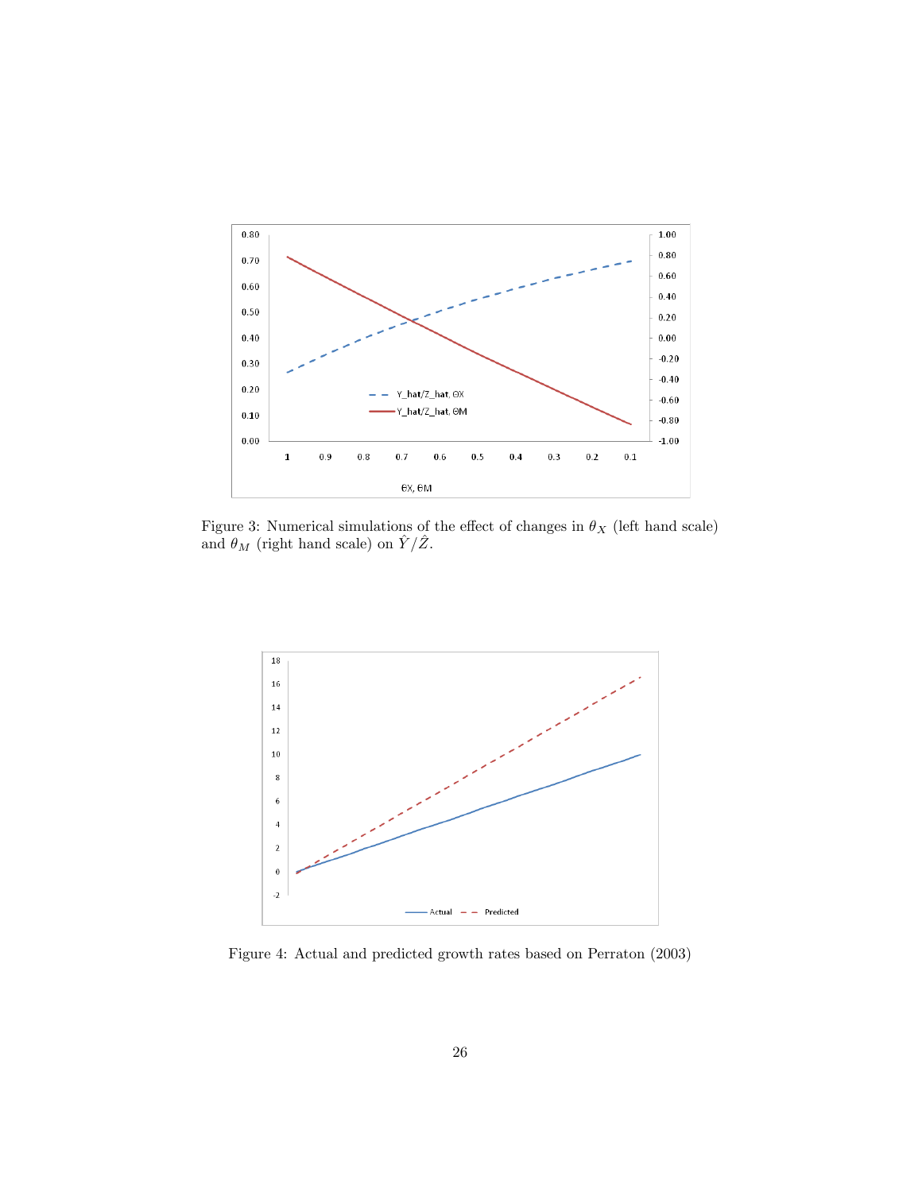0.80
0.70
0.60
0.50
0.40
0.30
0.20
0.10
0.00

1.00
0.80
0.60
0.40
0.20
0.00
-0.20
-0.40
-0.60
-0.80
-1.00

1 0.9 0.8 0.7 0.6 0.5 0.4 0.3 0.2 0.1

Y_hat/Z_hat, ΘX
Y_hat/Z_hat, ΘM

ΘX, ΘM

Figure 3: Numerical simulations of the effect of changes in $\theta_X$ (left hand scale) and $\theta_M$ (right hand scale) on $\hat{Y}/\hat{Z}$.

18
16
14
12
10
8
6
4
2
0
-2

Actual
Predicted

Figure 4: Actual and predicted growth rates based on Perraton (2003)